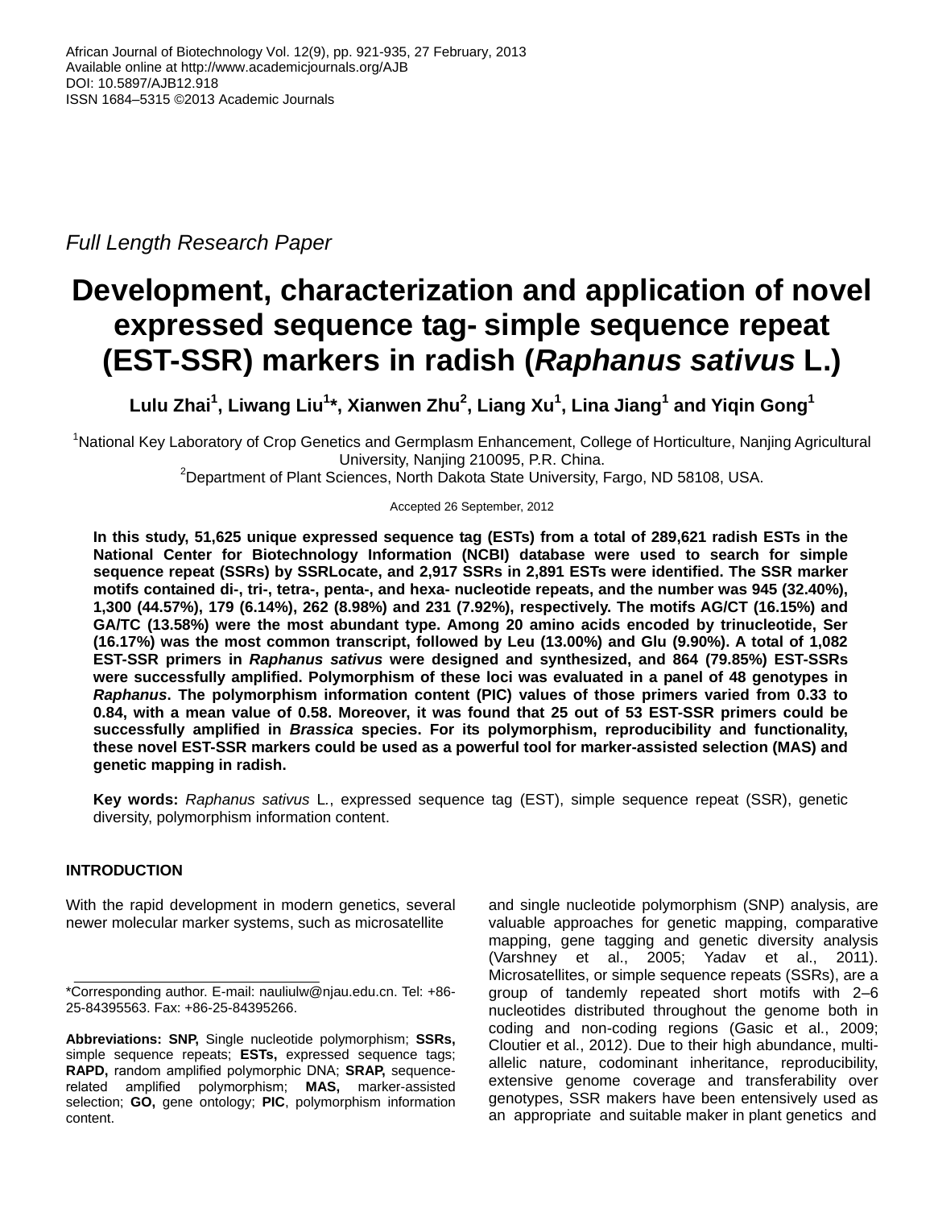African Journal of Biotechnology Vol. 12(9), pp. 921-935, 27 February, 2013
Available online at http://www.academicjournals.org/AJB
DOI: 10.5897/AJB12.918
ISSN 1684–5315 ©2013 Academic Journals

*Full Length Research Paper*

# Development, characterization and application of novel expressed sequence tag- simple sequence repeat (EST-SSR) markers in radish (*Raphanus sativus* L.)

**Lulu Zhai[1], Liwang Liu[1]*, Xianwen Zhu[2], Liang Xu[1], Lina Jiang[1] and Yiqin Gong[1]**

[1]National Key Laboratory of Crop Genetics and Germplasm Enhancement, College of Horticulture, Nanjing Agricultural University, Nanjing 210095, P.R. China.
[2]Department of Plant Sciences, North Dakota State University, Fargo, ND 58108, USA.

Accepted 26 September, 2012

**In this study, 51,625 unique expressed sequence tag (ESTs) from a total of 289,621 radish ESTs in the National Center for Biotechnology Information (NCBI) database were used to search for simple sequence repeat (SSRs) by SSRLocate, and 2,917 SSRs in 2,891 ESTs were identified. The SSR marker motifs contained di-, tri-, tetra-, penta-, and hexa- nucleotide repeats, and the number was 945 (32.40%), 1,300 (44.57%), 179 (6.14%), 262 (8.98%) and 231 (7.92%), respectively. The motifs AG/CT (16.15%) and GA/TC (13.58%) were the most abundant type. Among 20 amino acids encoded by trinucleotide, Ser (16.17%) was the most common transcript, followed by Leu (13.00%) and Glu (9.90%). A total of 1,082 EST-SSR primers in *Raphanus sativus* were designed and synthesized, and 864 (79.85%) EST-SSRs were successfully amplified. Polymorphism of these loci was evaluated in a panel of 48 genotypes in *Raphanus*. The polymorphism information content (PIC) values of those primers varied from 0.33 to 0.84, with a mean value of 0.58. Moreover, it was found that 25 out of 53 EST-SSR primers could be successfully amplified in *Brassica* species. For its polymorphism, reproducibility and functionality, these novel EST-SSR markers could be used as a powerful tool for marker-assisted selection (MAS) and genetic mapping in radish.**

**Key words:** *Raphanus sativus* L., expressed sequence tag (EST), simple sequence repeat (SSR), genetic diversity, polymorphism information content.

## INTRODUCTION

With the rapid development in modern genetics, several newer molecular marker systems, such as microsatellite and single nucleotide polymorphism (SNP) analysis, are valuable approaches for genetic mapping, comparative mapping, gene tagging and genetic diversity analysis (Varshney et al., 2005; Yadav et al., 2011). Microsatellites, or simple sequence repeats (SSRs), are a group of tandemly repeated short motifs with 2–6 nucleotides distributed throughout the genome both in coding and non-coding regions (Gasic et al., 2009; Cloutier et al., 2012). Due to their high abundance, multi-allelic nature, codominant inheritance, reproducibility, extensive genome coverage and transferability over genotypes, SSR makers have been entensively used as an appropriate and suitable maker in plant genetics and

*Corresponding author. E-mail: nauliulw@njau.edu.cn. Tel: +86-25-84395563. Fax: +86-25-84395266.

**Abbreviations: SNP,** Single nucleotide polymorphism; **SSRs,** simple sequence repeats; **ESTs,** expressed sequence tags; **RAPD,** random amplified polymorphic DNA; **SRAP,** sequence-related amplified polymorphism; **MAS,** marker-assisted selection; **GO,** gene ontology; **PIC**, polymorphism information content.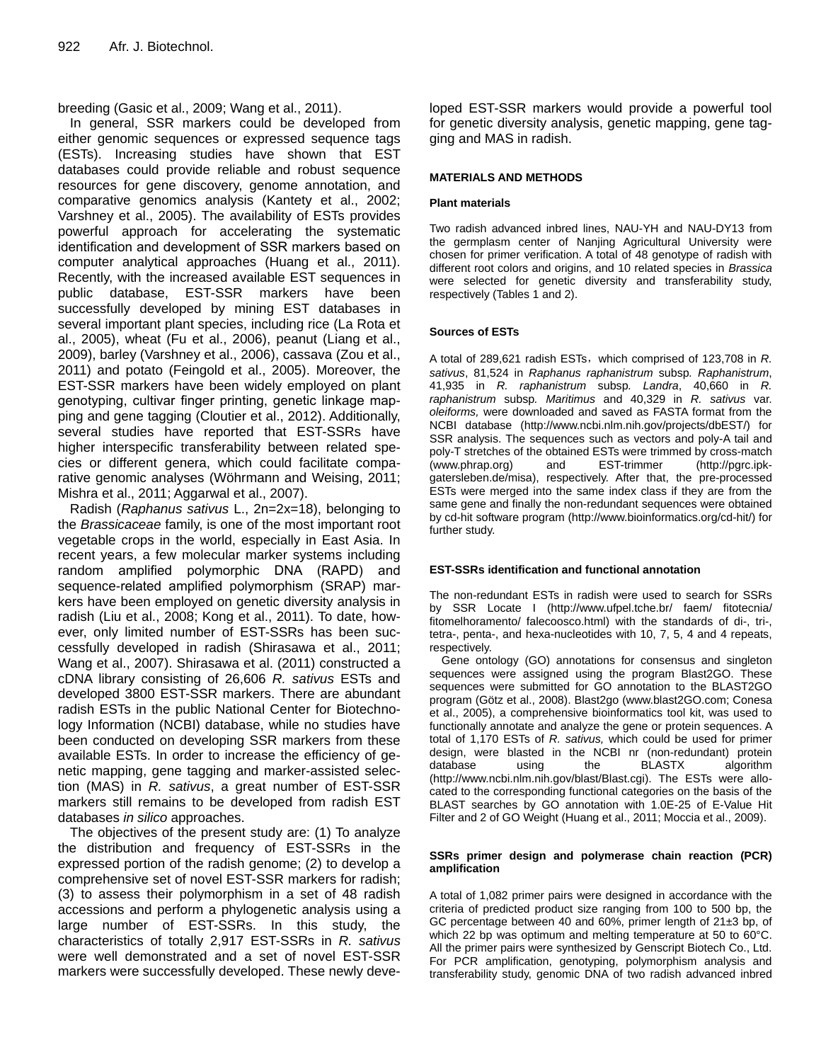breeding (Gasic et al., 2009; Wang et al., 2011).

In general, SSR markers could be developed from either genomic sequences or expressed sequence tags (ESTs). Increasing studies have shown that EST databases could provide reliable and robust sequence resources for gene discovery, genome annotation, and comparative genomics analysis (Kantety et al., 2002; Varshney et al., 2005). The availability of ESTs provides powerful approach for accelerating the systematic identification and development of SSR markers based on computer analytical approaches (Huang et al., 2011). Recently, with the increased available EST sequences in public database, EST-SSR markers have been successfully developed by mining EST databases in several important plant species, including rice (La Rota et al., 2005), wheat (Fu et al., 2006), peanut (Liang et al., 2009), barley (Varshney et al., 2006), cassava (Zou et al., 2011) and potato (Feingold et al., 2005). Moreover, the EST-SSR markers have been widely employed on plant genotyping, cultivar finger printing, genetic linkage mapping and gene tagging (Cloutier et al., 2012). Additionally, several studies have reported that EST-SSRs have higher interspecific transferability between related species or different genera, which could facilitate comparative genomic analyses (Wöhrmann and Weising, 2011; Mishra et al., 2011; Aggarwal et al., 2007).

Radish (*Raphanus sativus* L., 2n=2x=18), belonging to the *Brassicaceae* family, is one of the most important root vegetable crops in the world, especially in East Asia. In recent years, a few molecular marker systems including random amplified polymorphic DNA (RAPD) and sequence-related amplified polymorphism (SRAP) markers have been employed on genetic diversity analysis in radish (Liu et al., 2008; Kong et al., 2011). To date, however, only limited number of EST-SSRs has been successfully developed in radish (Shirasawa et al., 2011; Wang et al., 2007). Shirasawa et al. (2011) constructed a cDNA library consisting of 26,606 *R. sativus* ESTs and developed 3800 EST-SSR markers. There are abundant radish ESTs in the public National Center for Biotechnology Information (NCBI) database, while no studies have been conducted on developing SSR markers from these available ESTs. In order to increase the efficiency of genetic mapping, gene tagging and marker-assisted selection (MAS) in *R. sativus*, a great number of EST-SSR markers still remains to be developed from radish EST databases *in silico* approaches.

The objectives of the present study are: (1) To analyze the distribution and frequency of EST-SSRs in the expressed portion of the radish genome; (2) to develop a comprehensive set of novel EST-SSR markers for radish; (3) to assess their polymorphism in a set of 48 radish accessions and perform a phylogenetic analysis using a large number of EST-SSRs. In this study, the characteristics of totally 2,917 EST-SSRs in *R. sativus* were well demonstrated and a set of novel EST-SSR markers were successfully developed. These newly developed EST-SSR markers would provide a powerful tool for genetic diversity analysis, genetic mapping, gene tagging and MAS in radish.

## MATERIALS AND METHODS

### Plant materials

Two radish advanced inbred lines, NAU-YH and NAU-DY13 from the germplasm center of Nanjing Agricultural University were chosen for primer verification. A total of 48 genotype of radish with different root colors and origins, and 10 related species in *Brassica* were selected for genetic diversity and transferability study, respectively (Tables 1 and 2).

### Sources of ESTs

A total of 289,621 radish ESTs，which comprised of 123,708 in *R. sativus*, 81,524 in *Raphanus raphanistrum* subsp. *Raphanistrum*, 41,935 in *R. raphanistrum* subsp. *Landra*, 40,660 in *R. raphanistrum* subsp. *Maritimus* and 40,329 in *R. sativus* var. *oleiforms,* were downloaded and saved as FASTA format from the NCBI database (http://www.ncbi.nlm.nih.gov/projects/dbEST/) for SSR analysis. The sequences such as vectors and poly-A tail and poly-T stretches of the obtained ESTs were trimmed by cross-match (www.phrap.org) and EST-trimmer (http://pgrc.ipk-gatersleben.de/misa), respectively. After that, the pre-processed ESTs were merged into the same index class if they are from the same gene and finally the non-redundant sequences were obtained by cd-hit software program (http://www.bioinformatics.org/cd-hit/) for further study.

### EST-SSRs identification and functional annotation

The non-redundant ESTs in radish were used to search for SSRs by SSR Locate I (http://www.ufpel.tche.br/ faem/ fitotecnia/ fitomelhoramento/ falecoosco.html) with the standards of di-, tri-, tetra-, penta-, and hexa-nucleotides with 10, 7, 5, 4 and 4 repeats, respectively.

Gene ontology (GO) annotations for consensus and singleton sequences were assigned using the program Blast2GO. These sequences were submitted for GO annotation to the BLAST2GO program (Götz et al., 2008). Blast2go (www.blast2GO.com; Conesa et al., 2005), a comprehensive bioinformatics tool kit, was used to functionally annotate and analyze the gene or protein sequences. A total of 1,170 ESTs of *R. sativus,* which could be used for primer design, were blasted in the NCBI nr (non-redundant) protein database using the BLASTX algorithm (http://www.ncbi.nlm.nih.gov/blast/Blast.cgi). The ESTs were allocated to the corresponding functional categories on the basis of the BLAST searches by GO annotation with 1.0E-25 of E-Value Hit Filter and 2 of GO Weight (Huang et al., 2011; Moccia et al., 2009).

### SSRs primer design and polymerase chain reaction (PCR) amplification

A total of 1,082 primer pairs were designed in accordance with the criteria of predicted product size ranging from 100 to 500 bp, the GC percentage between 40 and 60%, primer length of 21±3 bp, of which 22 bp was optimum and melting temperature at 50 to 60°C. All the primer pairs were synthesized by Genscript Biotech Co., Ltd. For PCR amplification, genotyping, polymorphism analysis and transferability study, genomic DNA of two radish advanced inbred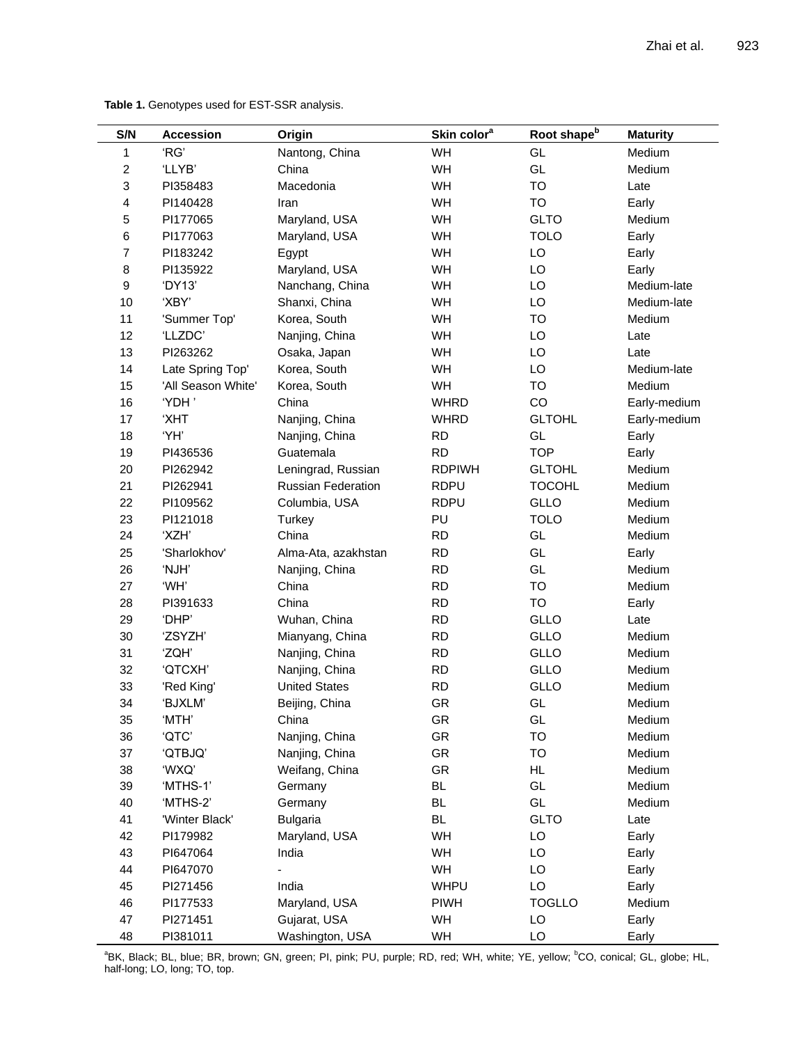**Table 1.** Genotypes used for EST-SSR analysis.

| S/N | Accession | Origin | Skin color[a] | Root shape[b] | Maturity |
|---|---|---|---|---|---|
| 1 | 'RG' | Nantong, China | WH | GL | Medium |
| 2 | 'LLYB' | China | WH | GL | Medium |
| 3 | PI358483 | Macedonia | WH | TO | Late |
| 4 | PI140428 | Iran | WH | TO | Early |
| 5 | PI177065 | Maryland, USA | WH | GLTO | Medium |
| 6 | PI177063 | Maryland, USA | WH | TOLO | Early |
| 7 | PI183242 | Egypt | WH | LO | Early |
| 8 | PI135922 | Maryland, USA | WH | LO | Early |
| 9 | 'DY13' | Nanchang, China | WH | LO | Medium-late |
| 10 | 'XBY' | Shanxi, China | WH | LO | Medium-late |
| 11 | 'Summer Top' | Korea, South | WH | TO | Medium |
| 12 | 'LLZDC' | Nanjing, China | WH | LO | Late |
| 13 | PI263262 | Osaka, Japan | WH | LO | Late |
| 14 | Late Spring Top' | Korea, South | WH | LO | Medium-late |
| 15 | 'All Season White' | Korea, South | WH | TO | Medium |
| 16 | 'YDH ' | China | WHRD | CO | Early-medium |
| 17 | 'XHT | Nanjing, China | WHRD | GLTOHL | Early-medium |
| 18 | 'YH' | Nanjing, China | RD | GL | Early |
| 19 | PI436536 | Guatemala | RD | TOP | Early |
| 20 | PI262942 | Leningrad, Russian | RDPIWH | GLTOHL | Medium |
| 21 | PI262941 | Russian Federation | RDPU | TOCOHL | Medium |
| 22 | PI109562 | Columbia, USA | RDPU | GLLO | Medium |
| 23 | PI121018 | Turkey | PU | TOLO | Medium |
| 24 | 'XZH' | China | RD | GL | Medium |
| 25 | 'Sharlokhov' | Alma-Ata, azakhstan | RD | GL | Early |
| 26 | 'NJH' | Nanjing, China | RD | GL | Medium |
| 27 | 'WH' | China | RD | TO | Medium |
| 28 | PI391633 | China | RD | TO | Early |
| 29 | 'DHP' | Wuhan, China | RD | GLLO | Late |
| 30 | 'ZSYZH' | Mianyang, China | RD | GLLO | Medium |
| 31 | 'ZQH' | Nanjing, China | RD | GLLO | Medium |
| 32 | 'QTCXH' | Nanjing, China | RD | GLLO | Medium |
| 33 | 'Red King' | United States | RD | GLLO | Medium |
| 34 | 'BJXLM' | Beijing, China | GR | GL | Medium |
| 35 | 'MTH' | China | GR | GL | Medium |
| 36 | 'QTC' | Nanjing, China | GR | TO | Medium |
| 37 | 'QTBJQ' | Nanjing, China | GR | TO | Medium |
| 38 | 'WXQ' | Weifang, China | GR | HL | Medium |
| 39 | 'MTHS-1' | Germany | BL | GL | Medium |
| 40 | 'MTHS-2' | Germany | BL | GL | Medium |
| 41 | 'Winter Black' | Bulgaria | BL | GLTO | Late |
| 42 | PI179982 | Maryland, USA | WH | LO | Early |
| 43 | PI647064 | India | WH | LO | Early |
| 44 | PI647070 | - | WH | LO | Early |
| 45 | PI271456 | India | WHPU | LO | Early |
| 46 | PI177533 | Maryland, USA | PIWH | TOGLLO | Medium |
| 47 | PI271451 | Gujarat, USA | WH | LO | Early |
| 48 | PI381011 | Washington, USA | WH | LO | Early |

[a]BK, Black; BL, blue; BR, brown; GN, green; PI, pink; PU, purple; RD, red; WH, white; YE, yellow; [b]CO, conical; GL, globe; HL, half-long; LO, long; TO, top.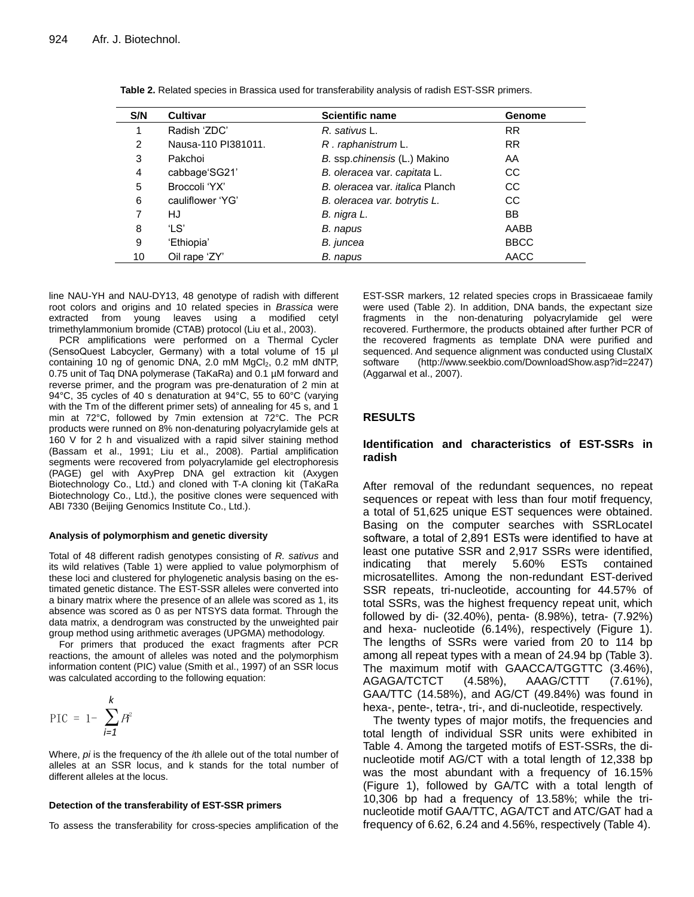**Table 2.** Related species in Brassica used for transferability analysis of radish EST-SSR primers.

| S/N | Cultivar | Scientific name | Genome |
|---|---|---|---|
| 1 | Radish 'ZDC' | *R. sativus* L. | RR |
| 2 | Nausa-110 PI381011. | *R . raphanistrum* L. | RR |
| 3 | Pakchoi | *B.* ssp.*chinensis* (L.) Makino | AA |
| 4 | cabbage'SG21' | *B. oleracea* var. *capitata* L. | CC |
| 5 | Broccoli 'YX' | *B. oleracea* var. *italica* Planch | CC |
| 6 | cauliflower 'YG' | *B. oleracea var. botrytis L.* | CC |
| 7 | HJ | *B. nigra L.* | BB |
| 8 | 'LS' | *B. napus* | AABB |
| 9 | 'Ethiopia' | *B. juncea* | BBCC |
| 10 | Oil rape 'ZY' | *B. napus* | AACC |

line NAU-YH and NAU-DY13, 48 genotype of radish with different root colors and origins and 10 related species in *Brassica* were extracted from young leaves using a modified cetyl trimethylammonium bromide (CTAB) protocol (Liu et al., 2003).

PCR amplifications were performed on a Thermal Cycler (SensoQuest Labcycler, Germany) with a total volume of 15 µl containing 10 ng of genomic DNA, 2.0 mM $MgCl_2$, 0.2 mM dNTP, 0.75 unit of Taq DNA polymerase (TaKaRa) and 0.1 µM forward and reverse primer, and the program was pre-denaturation of 2 min at 94°C, 35 cycles of 40 s denaturation at 94°C, 55 to 60°C (varying with the Tm of the different primer sets) of annealing for 45 s, and 1 min at 72°C, followed by 7min extension at 72°C. The PCR products were runned on 8% non-denaturing polyacrylamide gels at 160 V for 2 h and visualized with a rapid silver staining method (Bassam et al., 1991; Liu et al., 2008). Partial amplification segments were recovered from polyacrylamide gel electrophoresis (PAGE) gel with AxyPrep DNA gel extraction kit (Axygen Biotechnology Co., Ltd.) and cloned with T-A cloning kit (TaKaRa Biotechnology Co., Ltd.), the positive clones were sequenced with ABI 7330 (Beijing Genomics Institute Co., Ltd.).

#### Analysis of polymorphism and genetic diversity

Total of 48 different radish genotypes consisting of *R. sativus* and its wild relatives (Table 1) were applied to value polymorphism of these loci and clustered for phylogenetic analysis basing on the estimated genetic distance. The EST-SSR alleles were converted into a binary matrix where the presence of an allele was scored as 1, its absence was scored as 0 as per NTSYS data format. Through the data matrix, a dendrogram was constructed by the unweighted pair group method using arithmetic averages (UPGMA) methodology.

For primers that produced the exact fragments after PCR reactions, the amount of alleles was noted and the polymorphism information content (PIC) value (Smith et al., 1997) of an SSR locus was calculated according to the following equation:

$$\text{PIC} = 1 - \sum_{i=1}^{k} P_i^2$$

Where, *pi* is the frequency of the *i*th allele out of the total number of alleles at an SSR locus, and k stands for the total number of different alleles at the locus.

#### Detection of the transferability of EST-SSR primers

To assess the transferability for cross-species amplification of the EST-SSR markers, 12 related species crops in Brassicaeae family were used (Table 2). In addition, DNA bands, the expectant size fragments in the non-denaturing polyacrylamide gel were recovered. Furthermore, the products obtained after further PCR of the recovered fragments as template DNA were purified and sequenced. And sequence alignment was conducted using ClustalX software (http://www.seekbio.com/DownloadShow.asp?id=2247) (Aggarwal et al., 2007).

## RESULTS

### Identification and characteristics of EST-SSRs in radish

After removal of the redundant sequences, no repeat sequences or repeat with less than four motif frequency, a total of 51,625 unique EST sequences were obtained. Basing on the computer searches with SSRLocateI software, a total of 2,891 ESTs were identified to have at least one putative SSR and 2,917 SSRs were identified, indicating that merely 5.60% ESTs contained microsatellites. Among the non-redundant EST-derived SSR repeats, tri-nucleotide, accounting for 44.57% of total SSRs, was the highest frequency repeat unit, which followed by di- (32.40%), penta- (8.98%), tetra- (7.92%) and hexa- nucleotide (6.14%), respectively (Figure 1). The lengths of SSRs were varied from 20 to 114 bp among all repeat types with a mean of 24.94 bp (Table 3). The maximum motif with GAACCA/TGGTTC (3.46%), AGAGA/TCTCT (4.58%), AAAG/CTTT (7.61%), GAA/TTC (14.58%), and AG/CT (49.84%) was found in hexa-, pente-, tetra-, tri-, and di-nucleotide, respectively.

The twenty types of major motifs, the frequencies and total length of individual SSR units were exhibited in Table 4. Among the targeted motifs of EST-SSRs, the di-nucleotide motif AG/CT with a total length of 12,338 bp was the most abundant with a frequency of 16.15% (Figure 1), followed by GA/TC with a total length of 10,306 bp had a frequency of 13.58%; while the tri-nucleotide motif GAA/TTC, AGA/TCT and ATC/GAT had a frequency of 6.62, 6.24 and 4.56%, respectively (Table 4).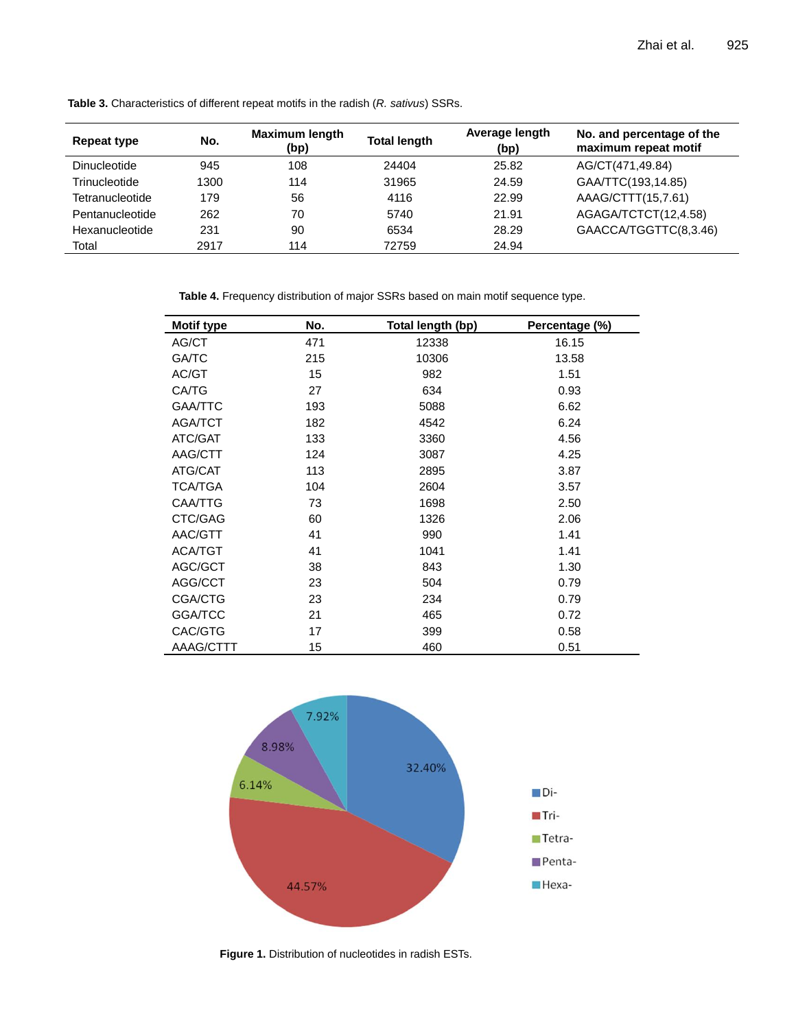**Table 3.** Characteristics of different repeat motifs in the radish (*R. sativus*) SSRs.

| Repeat type | No. | Maximum length (bp) | Total length | Average length (bp) | No. and percentage of the maximum repeat motif |
|---|---|---|---|---|---|
| Dinucleotide | 945 | 108 | 24404 | 25.82 | AG/CT(471,49.84) |
| Trinucleotide | 1300 | 114 | 31965 | 24.59 | GAA/TTC(193,14.85) |
| Tetranucleotide | 179 | 56 | 4116 | 22.99 | AAAG/CTTT(15,7.61) |
| Pentanucleotide | 262 | 70 | 5740 | 21.91 | AGAGA/TCTCT(12,4.58) |
| Hexanucleotide | 231 | 90 | 6534 | 28.29 | GAACCA/TGGTTC(8,3.46) |
| Total | 2917 | 114 | 72759 | 24.94 | |

**Table 4.** Frequency distribution of major SSRs based on main motif sequence type.

| Motif type | No. | Total length (bp) | Percentage (%) |
|---|---|---|---|
| AG/CT | 471 | 12338 | 16.15 |
| GA/TC | 215 | 10306 | 13.58 |
| AC/GT | 15 | 982 | 1.51 |
| CA/TG | 27 | 634 | 0.93 |
| GAA/TTC | 193 | 5088 | 6.62 |
| AGA/TCT | 182 | 4542 | 6.24 |
| ATC/GAT | 133 | 3360 | 4.56 |
| AAG/CTT | 124 | 3087 | 4.25 |
| ATG/CAT | 113 | 2895 | 3.87 |
| TCA/TGA | 104 | 2604 | 3.57 |
| CAA/TTG | 73 | 1698 | 2.50 |
| CTC/GAG | 60 | 1326 | 2.06 |
| AAC/GTT | 41 | 990 | 1.41 |
| ACA/TGT | 41 | 1041 | 1.41 |
| AGC/GCT | 38 | 843 | 1.30 |
| AGG/CCT | 23 | 504 | 0.79 |
| CGA/CTG | 23 | 234 | 0.79 |
| GGA/TCC | 21 | 465 | 0.72 |
| CAC/GTG | 17 | 399 | 0.58 |
| AAAG/CTTT | 15 | 460 | 0.51 |

**Figure 1.** Distribution of nucleotides in radish ESTs.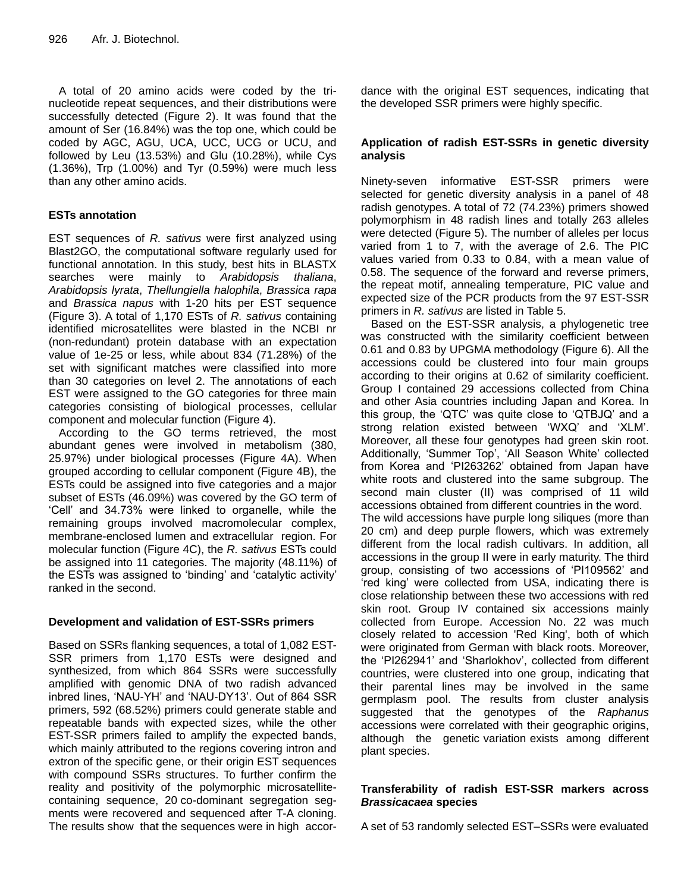A total of 20 amino acids were coded by the tri-nucleotide repeat sequences, and their distributions were successfully detected (Figure 2). It was found that the amount of Ser (16.84%) was the top one, which could be coded by AGC, AGU, UCA, UCC, UCG or UCU, and followed by Leu (13.53%) and Glu (10.28%), while Cys (1.36%), Trp (1.00%) and Tyr (0.59%) were much less than any other amino acids.

## ESTs annotation

EST sequences of *R. sativus* were first analyzed using Blast2GO, the computational software regularly used for functional annotation. In this study, best hits in BLASTX searches were mainly to *Arabidopsis thaliana*, *Arabidopsis lyrata*, *Thellungiella halophila*, *Brassica rapa* and *Brassica napus* with 1-20 hits per EST sequence (Figure 3). A total of 1,170 ESTs of *R. sativus* containing identified microsatellites were blasted in the NCBI nr (non-redundant) protein database with an expectation value of 1e-25 or less, while about 834 (71.28%) of the set with significant matches were classified into more than 30 categories on level 2. The annotations of each EST were assigned to the GO categories for three main categories consisting of biological processes, cellular component and molecular function (Figure 4).

According to the GO terms retrieved, the most abundant genes were involved in metabolism (380, 25.97%) under biological processes (Figure 4A). When grouped according to cellular component (Figure 4B), the ESTs could be assigned into five categories and a major subset of ESTs (46.09%) was covered by the GO term of 'Cell' and 34.73% were linked to organelle, while the remaining groups involved macromolecular complex, membrane-enclosed lumen and extracellular region. For molecular function (Figure 4C), the *R. sativus* ESTs could be assigned into 11 categories. The majority (48.11%) of the ESTs was assigned to 'binding' and 'catalytic activity' ranked in the second.

## Development and validation of EST-SSRs primers

Based on SSRs flanking sequences, a total of 1,082 EST-SSR primers from 1,170 ESTs were designed and synthesized, from which 864 SSRs were successfully amplified with genomic DNA of two radish advanced inbred lines, 'NAU-YH' and 'NAU-DY13'. Out of 864 SSR primers, 592 (68.52%) primers could generate stable and repeatable bands with expected sizes, while the other EST-SSR primers failed to amplify the expected bands, which mainly attributed to the regions covering intron and extron of the specific gene, or their origin EST sequences with compound SSRs structures. To further confirm the reality and positivity of the polymorphic microsatellite-containing sequence, 20 co-dominant segregation segments were recovered and sequenced after T-A cloning. The results show that the sequences were in high accordance with the original EST sequences, indicating that the developed SSR primers were highly specific.

## Application of radish EST-SSRs in genetic diversity analysis

Ninety-seven informative EST-SSR primers were selected for genetic diversity analysis in a panel of 48 radish genotypes. A total of 72 (74.23%) primers showed polymorphism in 48 radish lines and totally 263 alleles were detected (Figure 5). The number of alleles per locus varied from 1 to 7, with the average of 2.6. The PIC values varied from 0.33 to 0.84, with a mean value of 0.58. The sequence of the forward and reverse primers, the repeat motif, annealing temperature, PIC value and expected size of the PCR products from the 97 EST-SSR primers in *R. sativus* are listed in Table 5.

Based on the EST-SSR analysis, a phylogenetic tree was constructed with the similarity coefficient between 0.61 and 0.83 by UPGMA methodology (Figure 6). All the accessions could be clustered into four main groups according to their origins at 0.62 of similarity coefficient. Group I contained 29 accessions collected from China and other Asia countries including Japan and Korea. In this group, the 'QTC' was quite close to 'QTBJQ' and a strong relation existed between 'WXQ' and 'XLM'. Moreover, all these four genotypes had green skin root. Additionally, 'Summer Top', 'All Season White' collected from Korea and 'PI263262' obtained from Japan have white roots and clustered into the same subgroup. The second main cluster (II) was comprised of 11 wild accessions obtained from different countries in the word. The wild accessions have purple long siliques (more than 20 cm) and deep purple flowers, which was extremely different from the local radish cultivars. In addition, all accessions in the group II were in early maturity. The third group, consisting of two accessions of 'PI109562' and 'red king' were collected from USA, indicating there is close relationship between these two accessions with red skin root. Group IV contained six accessions mainly collected from Europe. Accession No. 22 was much closely related to accession 'Red King', both of which were originated from German with black roots. Moreover, the 'PI262941' and 'Sharlokhov', collected from different countries, were clustered into one group, indicating that their parental lines may be involved in the same germplasm pool. The results from cluster analysis suggested that the genotypes of the *Raphanus* accessions were correlated with their geographic origins, although the genetic variation exists among different plant species.

## Transferability of radish EST-SSR markers across *Brassicacaea* species

A set of 53 randomly selected EST–SSRs were evaluated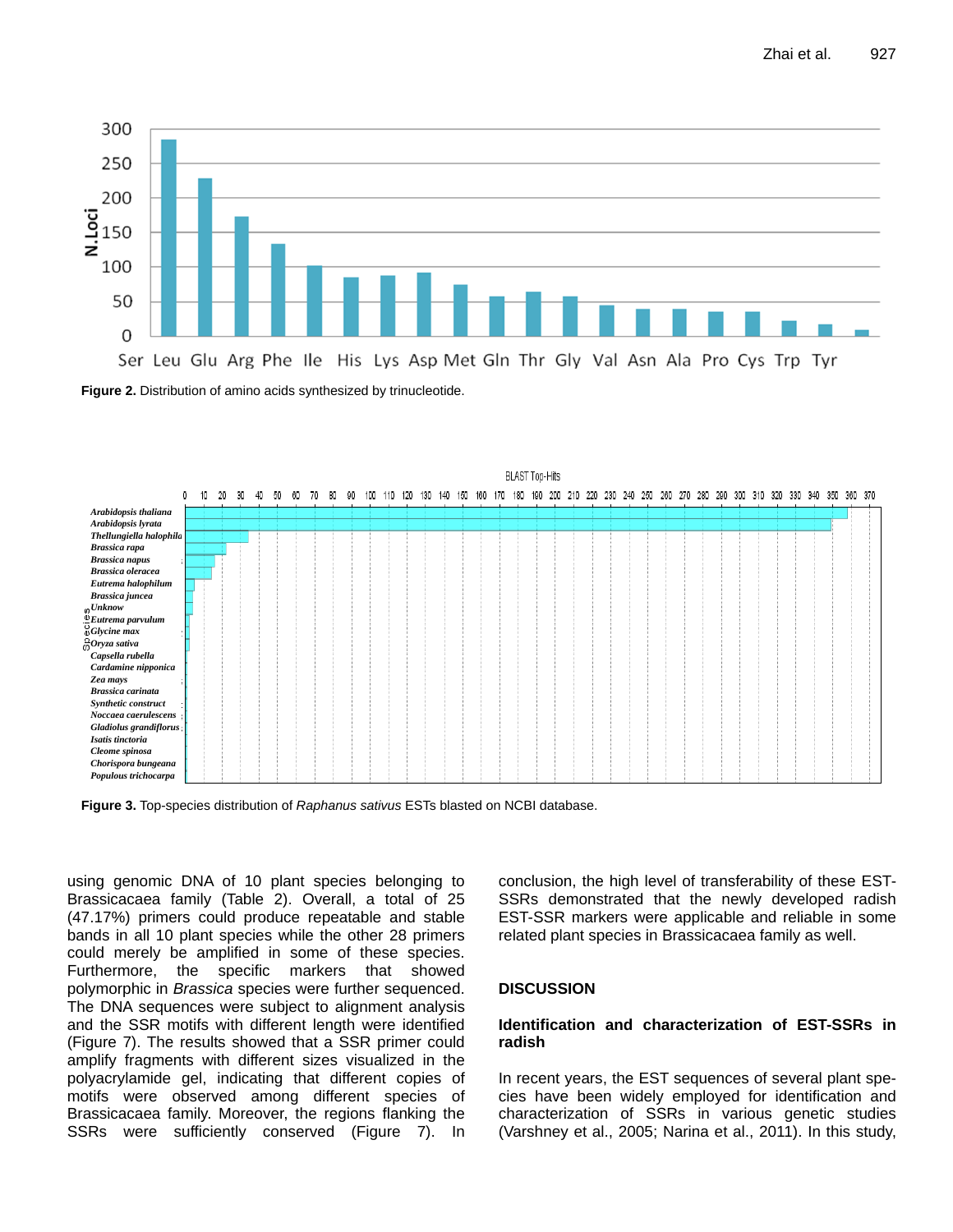Figure 2. Distribution of amino acids synthesized by trinucleotide.

Figure 3. Top-species distribution of *Raphanus sativus* ESTs blasted on NCBI database.

using genomic DNA of 10 plant species belonging to Brassicacaea family (Table 2). Overall, a total of 25 (47.17%) primers could produce repeatable and stable bands in all 10 plant species while the other 28 primers could merely be amplified in some of these species. Furthermore, the specific markers that showed polymorphic in *Brassica* species were further sequenced. The DNA sequences were subject to alignment analysis and the SSR motifs with different length were identified (Figure 7). The results showed that a SSR primer could amplify fragments with different sizes visualized in the polyacrylamide gel, indicating that different copies of motifs were observed among different species of Brassicacaea family. Moreover, the regions flanking the SSRs were sufficiently conserved (Figure 7). In conclusion, the high level of transferability of these EST-SSRs demonstrated that the newly developed radish EST-SSR markers were applicable and reliable in some related plant species in Brassicacaea family as well.

## DISCUSSION

### Identification and characterization of EST-SSRs in radish

In recent years, the EST sequences of several plant species have been widely employed for identification and characterization of SSRs in various genetic studies (Varshney et al., 2005; Narina et al., 2011). In this study,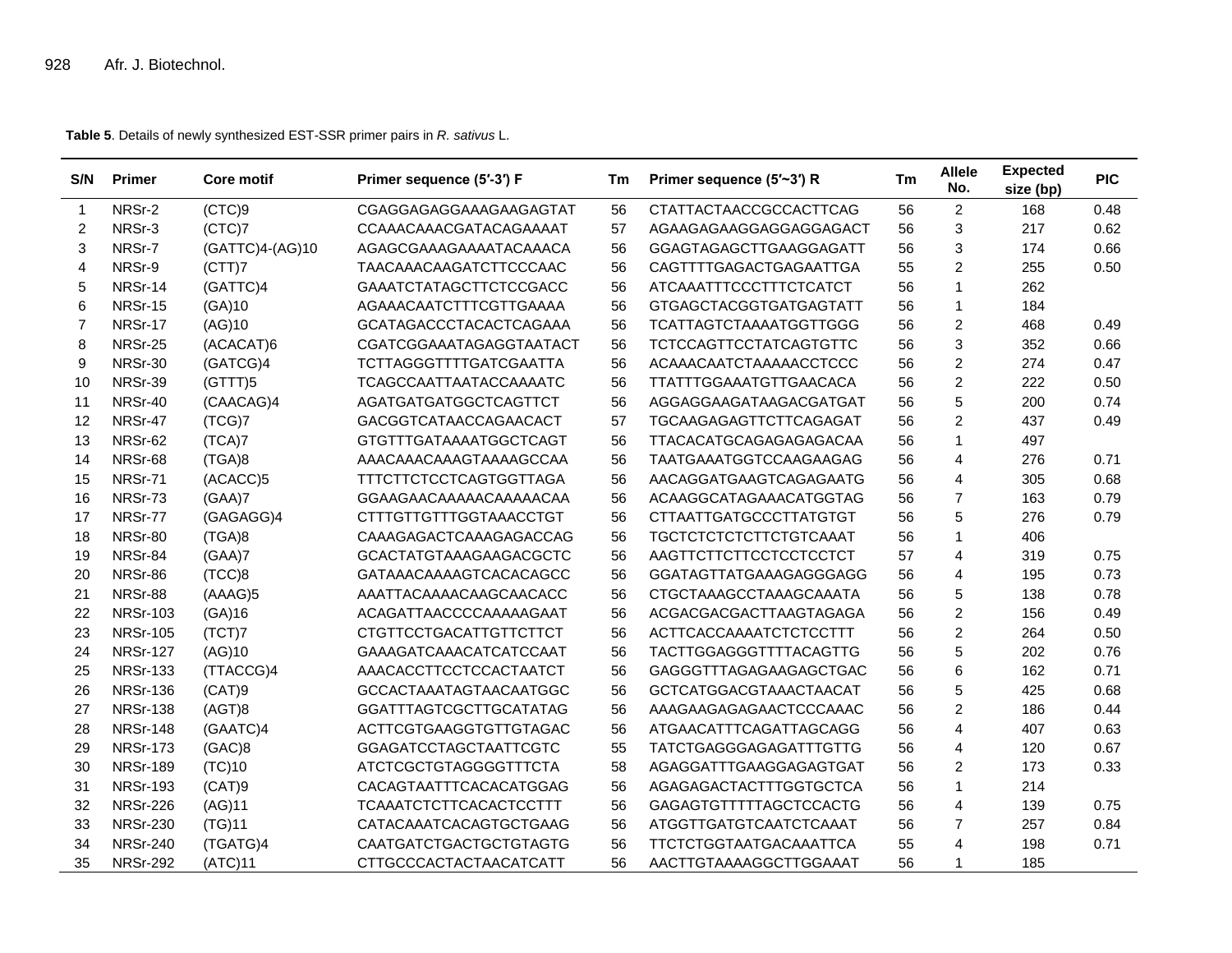**Table 5**. Details of newly synthesized EST-SSR primer pairs in *R. sativus* L.

| S/N | Primer | Core motif | Primer sequence (5′-3′) F | Tm | Primer sequence (5′~3′) R | Tm | Allele No. | Expected size (bp) | PIC |
|---|---|---|---|---|---|---|---|---|---|
| 1 | NRSr-2 | (CTC)9 | CGAGGAGAGGAAAGAAGAGTAT | 56 | CTATTACTAACCGCCACTTCAG | 56 | 2 | 168 | 0.48 |
| 2 | NRSr-3 | (CTC)7 | CCAAACAAACGATACAGAAAAT | 57 | AGAAGAGAAGGAGGAGGAGACT | 56 | 3 | 217 | 0.62 |
| 3 | NRSr-7 | (GATTC)4-(AG)10 | AGAGCGAAAGAAAATACAAACA | 56 | GGAGTAGAGCTTGAAGGAGATT | 56 | 3 | 174 | 0.66 |
| 4 | NRSr-9 | (CTT)7 | TAACAAACAAGATCTTCCCAAC | 56 | CAGTTTTGAGACTGAGAATTGA | 55 | 2 | 255 | 0.50 |
| 5 | NRSr-14 | (GATTC)4 | GAAATCTATAGCTTCTCCGACC | 56 | ATCAAATTTCCCTTTCTCATCT | 56 | 1 | 262 | |
| 6 | NRSr-15 | (GA)10 | AGAAACAATCTTTCGTTGAAAA | 56 | GTGAGCTACGGTGATGAGTATT | 56 | 1 | 184 | |
| 7 | NRSr-17 | (AG)10 | GCATAGACCCTACACTCAGAAA | 56 | TCATTAGTCTAAAATGGTTGGG | 56 | 2 | 468 | 0.49 |
| 8 | NRSr-25 | (ACACAT)6 | CGATCGGAAATAGAGGTAATACT | 56 | TCTCCAGTTCCTATCAGTGTTC | 56 | 3 | 352 | 0.66 |
| 9 | NRSr-30 | (GATCG)4 | TCTTAGGGTTTTGATCGAATTA | 56 | ACAAACAATCTAAAAACCTCCC | 56 | 2 | 274 | 0.47 |
| 10 | NRSr-39 | (GTTT)5 | TCAGCCAATTAATACCAAAATC | 56 | TTATTTGGAAATGTTGAACACA | 56 | 2 | 222 | 0.50 |
| 11 | NRSr-40 | (CAACAG)4 | AGATGATGATGGCTCAGTTCT | 56 | AGGAGGAAGATAAGACGATGAT | 56 | 5 | 200 | 0.74 |
| 12 | NRSr-47 | (TCG)7 | GACGGTCATAACCAGAACACT | 57 | TGCAAGAGAGTTCTTCAGAGAT | 56 | 2 | 437 | 0.49 |
| 13 | NRSr-62 | (TCA)7 | GTGTTTGATAAAATGGCTCAGT | 56 | TTACACATGCAGAGAGAGACAA | 56 | 1 | 497 | |
| 14 | NRSr-68 | (TGA)8 | AAACAAACAAAGTAAAAGCCAA | 56 | TAATGAAATGGTCCAAGAAGAG | 56 | 4 | 276 | 0.71 |
| 15 | NRSr-71 | (ACACC)5 | TTTCTTCTCCTCAGTGGTTAGA | 56 | AACAGGATGAAGTCAGAGAATG | 56 | 4 | 305 | 0.68 |
| 16 | NRSr-73 | (GAA)7 | GGAAGAACAAAAACAAAAACAA | 56 | ACAAGGCATAGAAACATGGTAG | 56 | 7 | 163 | 0.79 |
| 17 | NRSr-77 | (GAGAGG)4 | CTTTGTTGTTTGGTAAACCTGT | 56 | CTTAATTGATGCCCTTATGTGT | 56 | 5 | 276 | 0.79 |
| 18 | NRSr-80 | (TGA)8 | CAAAGAGACTCAAAGAGACCAG | 56 | TGCTCTCTCTCTTCTGTCAAAT | 56 | 1 | 406 | |
| 19 | NRSr-84 | (GAA)7 | GCACTATGTAAAGAAGACGCTC | 56 | AAGTTCTTCTTCCTCCTCCTCT | 57 | 4 | 319 | 0.75 |
| 20 | NRSr-86 | (TCC)8 | GATAAACAAAAGTCACACAGCC | 56 | GGATAGTTATGAAAGAGGGAGG | 56 | 4 | 195 | 0.73 |
| 21 | NRSr-88 | (AAAG)5 | AAATTACAAAACAAGCAACACC | 56 | CTGCTAAAGCCTAAAGCAAATA | 56 | 5 | 138 | 0.78 |
| 22 | NRSr-103 | (GA)16 | ACAGATTAACCCCAAAAAGAAT | 56 | ACGACGACGACTTAAGTAGAGA | 56 | 2 | 156 | 0.49 |
| 23 | NRSr-105 | (TCT)7 | CTGTTCCTGACATTGTTCTTCT | 56 | ACTTCACCAAAATCTCTCCTTT | 56 | 2 | 264 | 0.50 |
| 24 | NRSr-127 | (AG)10 | GAAAGATCAAACATCATCCAAT | 56 | TACTTGGAGGGTTTTACAGTTG | 56 | 5 | 202 | 0.76 |
| 25 | NRSr-133 | (TTACCG)4 | AAACACCTTCCTCCACTAATCT | 56 | GAGGGTTTAGAGAAGAGCTGAC | 56 | 6 | 162 | 0.71 |
| 26 | NRSr-136 | (CAT)9 | GCCACTAAATAGTAACAATGGC | 56 | GCTCATGGACGTAAACTAACAT | 56 | 5 | 425 | 0.68 |
| 27 | NRSr-138 | (AGT)8 | GGATTTAGTCGCTTGCATATAG | 56 | AAAGAAGAGAGAACTCCCAAAC | 56 | 2 | 186 | 0.44 |
| 28 | NRSr-148 | (GAATC)4 | ACTTCGTGAAGGTGTTGTAGAC | 56 | ATGAACATTTCAGATTAGCAGG | 56 | 4 | 407 | 0.63 |
| 29 | NRSr-173 | (GAC)8 | GGAGATCCTAGCTAATTCGTC | 55 | TATCTGAGGGAGAGATTTGTTG | 56 | 4 | 120 | 0.67 |
| 30 | NRSr-189 | (TC)10 | ATCTCGCTGTAGGGGTTTCTA | 58 | AGAGGATTTGAAGGAGAGTGAT | 56 | 2 | 173 | 0.33 |
| 31 | NRSr-193 | (CAT)9 | CACAGTAATTTCACACATGGAG | 56 | AGAGAGACTACTTTGGTGCTCA | 56 | 1 | 214 | |
| 32 | NRSr-226 | (AG)11 | TCAAATCTCTTCACACTCCTTT | 56 | GAGAGTGTTTTTAGCTCCACTG | 56 | 4 | 139 | 0.75 |
| 33 | NRSr-230 | (TG)11 | CATACAAATCACAGTGCTGAAG | 56 | ATGGTTGATGTCAATCTCAAAT | 56 | 7 | 257 | 0.84 |
| 34 | NRSr-240 | (TGATG)4 | CAATGATCTGACTGCTGTAGTG | 56 | TTCTCTGGTAATGACAAATTCA | 55 | 4 | 198 | 0.71 |
| 35 | NRSr-292 | (ATC)11 | CTTGCCCACTACTAACATCATT | 56 | AACTTGTAAAAGGCTTGGAAAT | 56 | 1 | 185 | |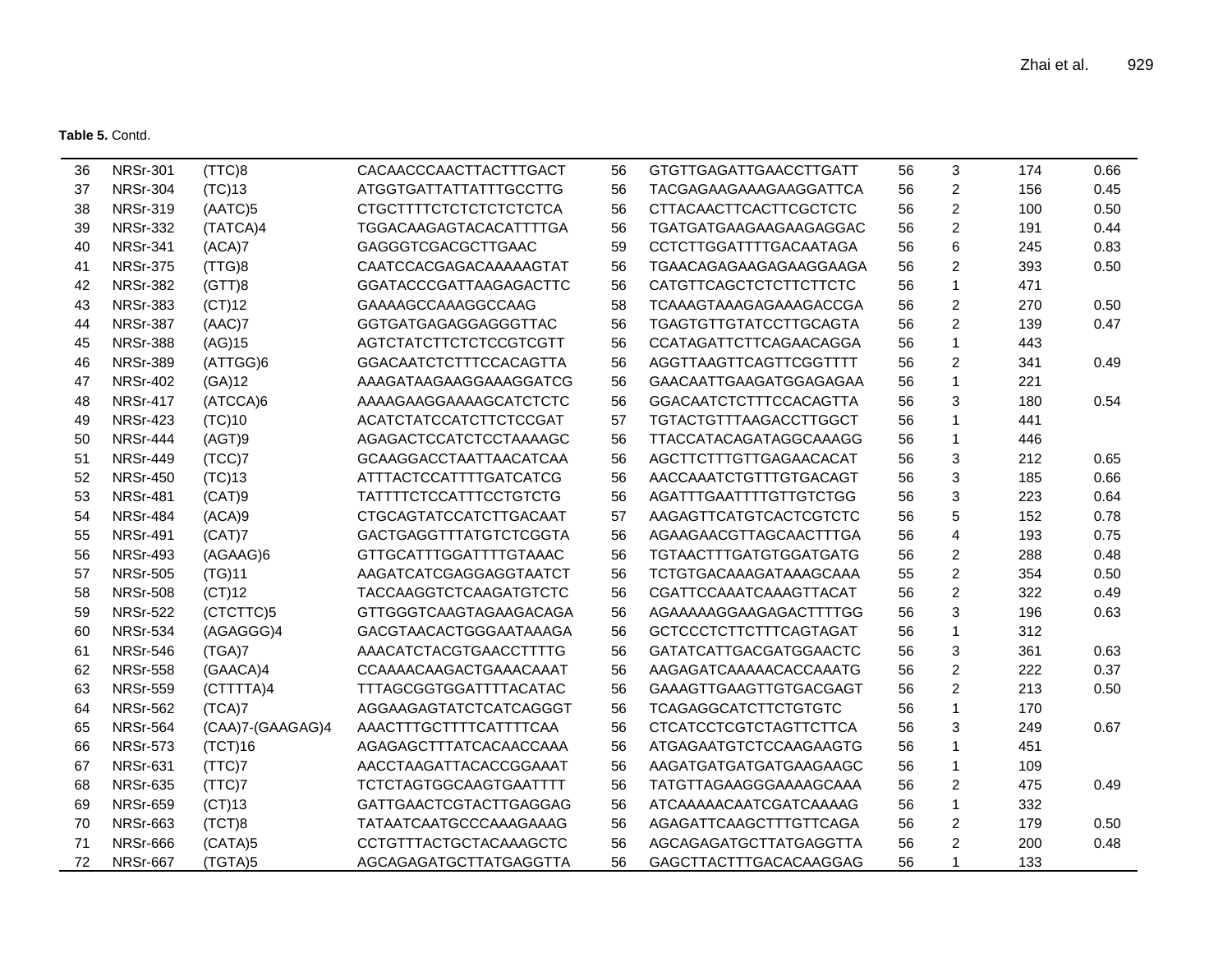**Table 5.** Contd.

| | | | | | | | | | |
|---|---|---|---|---|---|---|---|---|---|
| 36 | NRSr-301 | (TTC)8 | CACAACCCAACTTACTTTGACT | 56 | GTGTTGAGATTGAACCTTGATT | 56 | 3 | 174 | 0.66 |
| 37 | NRSr-304 | (TC)13 | ATGGTGATTATTATTTGCCTTG | 56 | TACGAGAAGAAAGAAGGATTCA | 56 | 2 | 156 | 0.45 |
| 38 | NRSr-319 | (AATC)5 | CTGCTTTTCTCTCTCTCTCTCA | 56 | CTTACAACTTCACTTCGCTCTC | 56 | 2 | 100 | 0.50 |
| 39 | NRSr-332 | (TATCA)4 | TGGACAAGAGTACACATTTTGA | 56 | TGATGATGAAGAAGAAGAGGAC | 56 | 2 | 191 | 0.44 |
| 40 | NRSr-341 | (ACA)7 | GAGGGTCGACGCTTGAAC | 59 | CCTCTTGGATTTTGACAATAGA | 56 | 6 | 245 | 0.83 |
| 41 | NRSr-375 | (TTG)8 | CAATCCACGAGACAAAAAGTAT | 56 | TGAACAGAGAAGAGAAGGAAGA | 56 | 2 | 393 | 0.50 |
| 42 | NRSr-382 | (GTT)8 | GGATACCCGATTAAGAGACTTC | 56 | CATGTTCAGCTCTCTTCTTCTC | 56 | 1 | 471 | |
| 43 | NRSr-383 | (CT)12 | GAAAAGCCAAAGGCCAAG | 58 | TCAAAGTAAAGAGAAAGACCGA | 56 | 2 | 270 | 0.50 |
| 44 | NRSr-387 | (AAC)7 | GGTGATGAGAGGAGGGTTAC | 56 | TGAGTGTTGTATCCTTGCAGTA | 56 | 2 | 139 | 0.47 |
| 45 | NRSr-388 | (AG)15 | AGTCTATCTTCTCTCCGTCGTT | 56 | CCATAGATTCTTCAGAACAGGA | 56 | 1 | 443 | |
| 46 | NRSr-389 | (ATTGG)6 | GGACAATCTCTTTCCACAGTTA | 56 | AGGTTAAGTTCAGTTCGGTTTT | 56 | 2 | 341 | 0.49 |
| 47 | NRSr-402 | (GA)12 | AAAGATAAGAAGGAAAGGATCG | 56 | GAACAATTGAAGATGGAGAGAA | 56 | 1 | 221 | |
| 48 | NRSr-417 | (ATCCA)6 | AAAAGAAGGAAAAGCATCTCTC | 56 | GGACAATCTCTTTCCACAGTTA | 56 | 3 | 180 | 0.54 |
| 49 | NRSr-423 | (TC)10 | ACATCTATCCATCTTCTCCGAT | 57 | TGTACTGTTTAAGACCTTGGCT | 56 | 1 | 441 | |
| 50 | NRSr-444 | (AGT)9 | AGAGACTCCATCTCCTAAAAGC | 56 | TTACCATACAGATAGGCAAAGG | 56 | 1 | 446 | |
| 51 | NRSr-449 | (TCC)7 | GCAAGGACCTAATTAACATCAA | 56 | AGCTTCTTTGTTGAGAACACAT | 56 | 3 | 212 | 0.65 |
| 52 | NRSr-450 | (TC)13 | ATTTACTCCATTTTGATCATCG | 56 | AACCAAATCTGTTTGTGACAGT | 56 | 3 | 185 | 0.66 |
| 53 | NRSr-481 | (CAT)9 | TATTTTCTCCATTTCCTGTCTG | 56 | AGATTTGAATTTTGTTGTCTGG | 56 | 3 | 223 | 0.64 |
| 54 | NRSr-484 | (ACA)9 | CTGCAGTATCCATCTTGACAAT | 57 | AAGAGTTCATGTCACTCGTCTC | 56 | 5 | 152 | 0.78 |
| 55 | NRSr-491 | (CAT)7 | GACTGAGGTTTATGTCTCGGTA | 56 | AGAAGAACGTTAGCAACTTTGA | 56 | 4 | 193 | 0.75 |
| 56 | NRSr-493 | (AGAAG)6 | GTTGCATTTGGATTTTGTAAAC | 56 | TGTAACTTTGATGTGGATGATG | 56 | 2 | 288 | 0.48 |
| 57 | NRSr-505 | (TG)11 | AAGATCATCGAGGAGGTAATCT | 56 | TCTGTGACAAAGATAAAGCAAA | 55 | 2 | 354 | 0.50 |
| 58 | NRSr-508 | (CT)12 | TACCAAGGTCTCAAGATGTCTC | 56 | CGATTCCAAATCAAAGTTACAT | 56 | 2 | 322 | o.49 |
| 59 | NRSr-522 | (CTCTTC)5 | GTTGGGTCAAGTAGAAGACAGA | 56 | AGAAAAAGGAAGAGACTTTTGG | 56 | 3 | 196 | 0.63 |
| 60 | NRSr-534 | (AGAGGG)4 | GACGTAACACTGGGAATAAAGA | 56 | GCTCCCTCTTCTTTCAGTAGAT | 56 | 1 | 312 | |
| 61 | NRSr-546 | (TGA)7 | AAACATCTACGTGAACCTTTTG | 56 | GATATCATTGACGATGGAACTC | 56 | 3 | 361 | 0.63 |
| 62 | NRSr-558 | (GAACA)4 | CCAAAACAAGACTGAAACAAAT | 56 | AAGAGATCAAAAACACCAAATG | 56 | 2 | 222 | 0.37 |
| 63 | NRSr-559 | (CTTTTA)4 | TTTAGCGGTGGATTTTACATAC | 56 | GAAAGTTGAAGTTGTGACGAGT | 56 | 2 | 213 | 0.50 |
| 64 | NRSr-562 | (TCA)7 | AGGAAGAGTATCTCATCAGGGT | 56 | TCAGAGGCATCTTCTGTGTC | 56 | 1 | 170 | |
| 65 | NRSr-564 | (CAA)7-(GAAGAG)4 | AAACTTTGCTTTTCATTTTCAA | 56 | CTCATCCTCGTCTAGTTCTTCA | 56 | 3 | 249 | 0.67 |
| 66 | NRSr-573 | (TCT)16 | AGAGAGCTTTATCACAACCAAA | 56 | ATGAGAATGTCTCCAAGAAGTG | 56 | 1 | 451 | |
| 67 | NRSr-631 | (TTC)7 | AACCTAAGATTACACCGGAAAT | 56 | AAGATGATGATGAAGAAGC | 56 | 1 | 109 | |
| 68 | NRSr-635 | (TTC)7 | TCTCTAGTGGCAAGTGAATTTT | 56 | TATGTTAGAAGGGAAAAGCAAA | 56 | 2 | 475 | 0.49 |
| 69 | NRSr-659 | (CT)13 | GATTGAACTCGTACTTGAGGAG | 56 | ATCAAAAACAATCGATCAAAAG | 56 | 1 | 332 | |
| 70 | NRSr-663 | (TCT)8 | TATAATCAATGCCCAAAGAAAG | 56 | AGAGATTCAAGCTTTGTTCAGA | 56 | 2 | 179 | 0.50 |
| 71 | NRSr-666 | (CATA)5 | CCTGTTTACTGCTACAAAGCTC | 56 | AGCAGAGATGCTTATGAGGTTA | 56 | 2 | 200 | 0.48 |
| 72 | NRSr-667 | (TGTA)5 | AGCAGAGATGCTTATGAGGTTA | 56 | GAGCTTACTTTGACACAAGGAG | 56 | 1 | 133 | |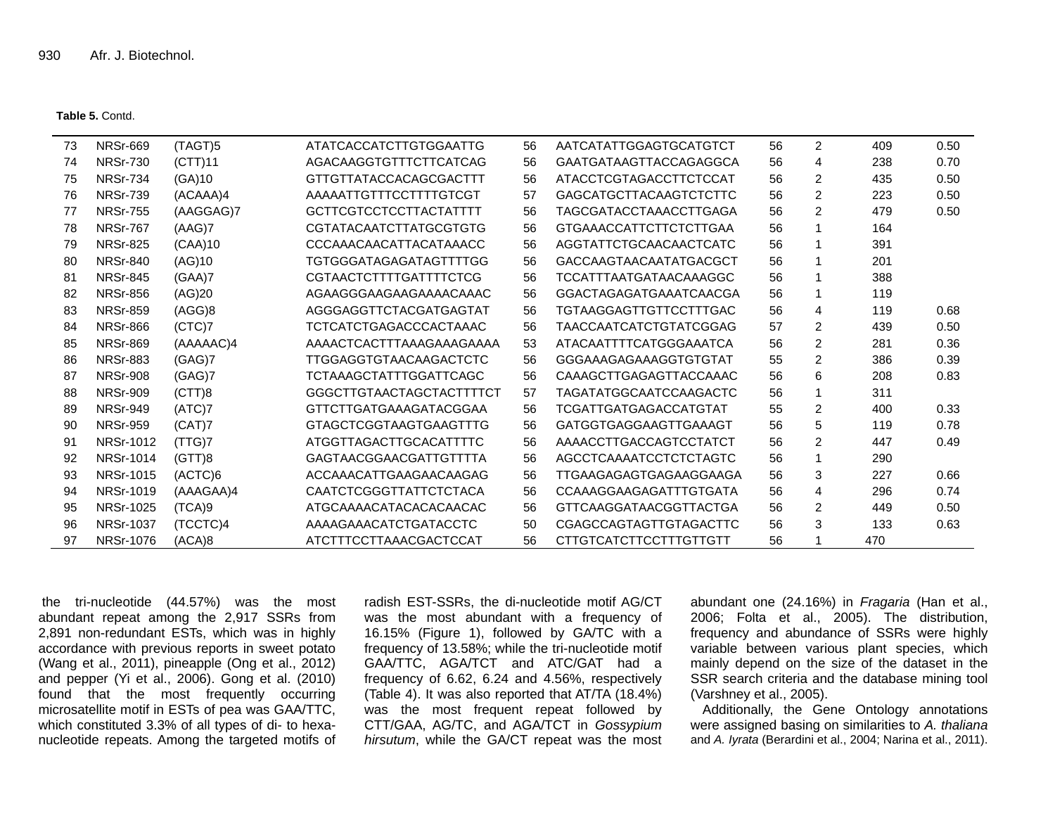**Table 5.** Contd.

| | | | | | | | | | |
|---|---|---|---|---|---|---|---|---|---|
| 73 | NRSr-669 | (TAGT)5 | ATATCACCATCTTGTGGAATTG | 56 | AATCATATTGGAGTGCATGTCT | 56 | 2 | 409 | 0.50 |
| 74 | NRSr-730 | (CTT)11 | AGACAAGGTGTTTCTTCATCAG | 56 | GAATGATAAGTTACCAGAGGCA | 56 | 4 | 238 | 0.70 |
| 75 | NRSr-734 | (GA)10 | GTTGTTATACCACAGCGACTTT | 56 | ATACCTCGTAGACCTTCTCCAT | 56 | 2 | 435 | 0.50 |
| 76 | NRSr-739 | (ACAAA)4 | AAAAATTGTTTCCTTTTGTCGT | 57 | GAGCATGCTTACAAGTCTCTTC | 56 | 2 | 223 | 0.50 |
| 77 | NRSr-755 | (AAGGAG)7 | GCTTCGTCCTCCTTACTATTTT | 56 | TAGCGATACCTAAACCTTGAGA | 56 | 2 | 479 | 0.50 |
| 78 | NRSr-767 | (AAG)7 | CGTATACAATCTTATGCGTGTG | 56 | GTGAAACCATTCTTCTCTTGAA | 56 | 1 | 164 | |
| 79 | NRSr-825 | (CAA)10 | CCCAAACAACATTACATAAACC | 56 | AGGTATTCTGCAACAACTCATC | 56 | 1 | 391 | |
| 80 | NRSr-840 | (AG)10 | TGTGGGATAGAGATAGTTTTGG | 56 | GACCAAGTAACAATATGACGCT | 56 | 1 | 201 | |
| 81 | NRSr-845 | (GAA)7 | CGTAACTCTTTTGATTTTCTCG | 56 | TCCATTTAATGATAACAAAGGC | 56 | 1 | 388 | |
| 82 | NRSr-856 | (AG)20 | AGAAGGGAAGAAGAAAACAAAC | 56 | GGACTAGAGATGAAATCAACGA | 56 | 1 | 119 | |
| 83 | NRSr-859 | (AGG)8 | AGGGAGGTTCTACGATGAGTAT | 56 | TGTAAGGAGTTGTTCCTTTGAC | 56 | 4 | 119 | 0.68 |
| 84 | NRSr-866 | (CTC)7 | TCTCATCTGAGACCCACTAAAC | 56 | TAACCAATCATCTGTATCGGAG | 57 | 2 | 439 | 0.50 |
| 85 | NRSr-869 | (AAAAAC)4 | AAAACTCACTTTAAAGAAAGAAAA | 53 | ATACAATTTTCATGGGAAATCA | 56 | 2 | 281 | 0.36 |
| 86 | NRSr-883 | (GAG)7 | TTGGAGGTGTAACAAGACTCTC | 56 | GGGAAAGAGAAAGGTGTGTAT | 55 | 2 | 386 | 0.39 |
| 87 | NRSr-908 | (GAG)7 | TCTAAAGCTATTTGGATTCAGC | 56 | CAAAGCTTGAGAGTTACCAAAC | 56 | 6 | 208 | 0.83 |
| 88 | NRSr-909 | (CTT)8 | GGGCTTGTAACTAGCTACTTTTCT | 57 | TAGATATGGCAATCCAAGACTC | 56 | 1 | 311 | |
| 89 | NRSr-949 | (ATC)7 | GTTCTTGATGAAAGATACGGAA | 56 | TCGATTGATGAGACCATGTAT | 55 | 2 | 400 | 0.33 |
| 90 | NRSr-959 | (CAT)7 | GTAGCTCGGTAAGTGAAGTTTG | 56 | GATGGTGAGGAAGTTGAAAGT | 56 | 5 | 119 | 0.78 |
| 91 | NRSr-1012 | (TTG)7 | ATGGTTAGACTTGCACATTTTC | 56 | AAAACCTTGACCAGTCCTATCT | 56 | 2 | 447 | 0.49 |
| 92 | NRSr-1014 | (GTT)8 | GAGTAACGGAACGATTGTTTTA | 56 | AGCCTCAAAATCCTCTCTAGTC | 56 | 1 | 290 | |
| 93 | NRSr-1015 | (ACTC)6 | ACCAAACATTGAAGAACAAGAG | 56 | TTGAAGAGAGTGAGAAGGAAGA | 56 | 3 | 227 | 0.66 |
| 94 | NRSr-1019 | (AAAGAA)4 | CAATCTCGGGTTATTCTCTACA | 56 | CCAAAGGAAGAGATTTGTGATA | 56 | 4 | 296 | 0.74 |
| 95 | NRSr-1025 | (TCA)9 | ATGCAAAACATACACACAACAC | 56 | GTTCAAGGATAACGGTTACTGA | 56 | 2 | 449 | 0.50 |
| 96 | NRSr-1037 | (TCCTC)4 | AAAAGAAACATCTGATACCTC | 50 | CGAGCCAGTAGTTGTAGACTTC | 56 | 3 | 133 | 0.63 |
| 97 | NRSr-1076 | (ACA)8 | ATCTTTCCTTAAACGACTCCAT | 56 | CTTGTCATCTTCCTTTGTTGTT | 56 | 1 | 470 | |

the tri-nucleotide (44.57%) was the most abundant repeat among the 2,917 SSRs from 2,891 non-redundant ESTs, which was in highly accordance with previous reports in sweet potato (Wang et al., 2011), pineapple (Ong et al., 2012) and pepper (Yi et al., 2006). Gong et al. (2010) found that the most frequently occurring microsatellite motif in ESTs of pea was GAA/TTC, which constituted 3.3% of all types of di- to hexa-nucleotide repeats. Among the targeted motifs of radish EST-SSRs, the di-nucleotide motif AG/CT was the most abundant with a frequency of 16.15% (Figure 1), followed by GA/TC with a frequency of 13.58%; while the tri-nucleotide motif GAA/TTC, AGA/TCT and ATC/GAT had a frequency of 6.62, 6.24 and 4.56%, respectively (Table 4). It was also reported that AT/TA (18.4%) was the most frequent repeat followed by CTT/GAA, AG/TC, and AGA/TCT in *Gossypium hirsutum*, while the GA/CT repeat was the most abundant one (24.16%) in *Fragaria* (Han et al., 2006; Folta et al., 2005). The distribution, frequency and abundance of SSRs were highly variable between various plant species, which mainly depend on the size of the dataset in the SSR search criteria and the database mining tool (Varshney et al., 2005).

Additionally, the Gene Ontology annotations were assigned basing on similarities to *A. thaliana* and *A. lyrata* (Berardini et al., 2004; Narina et al., 2011).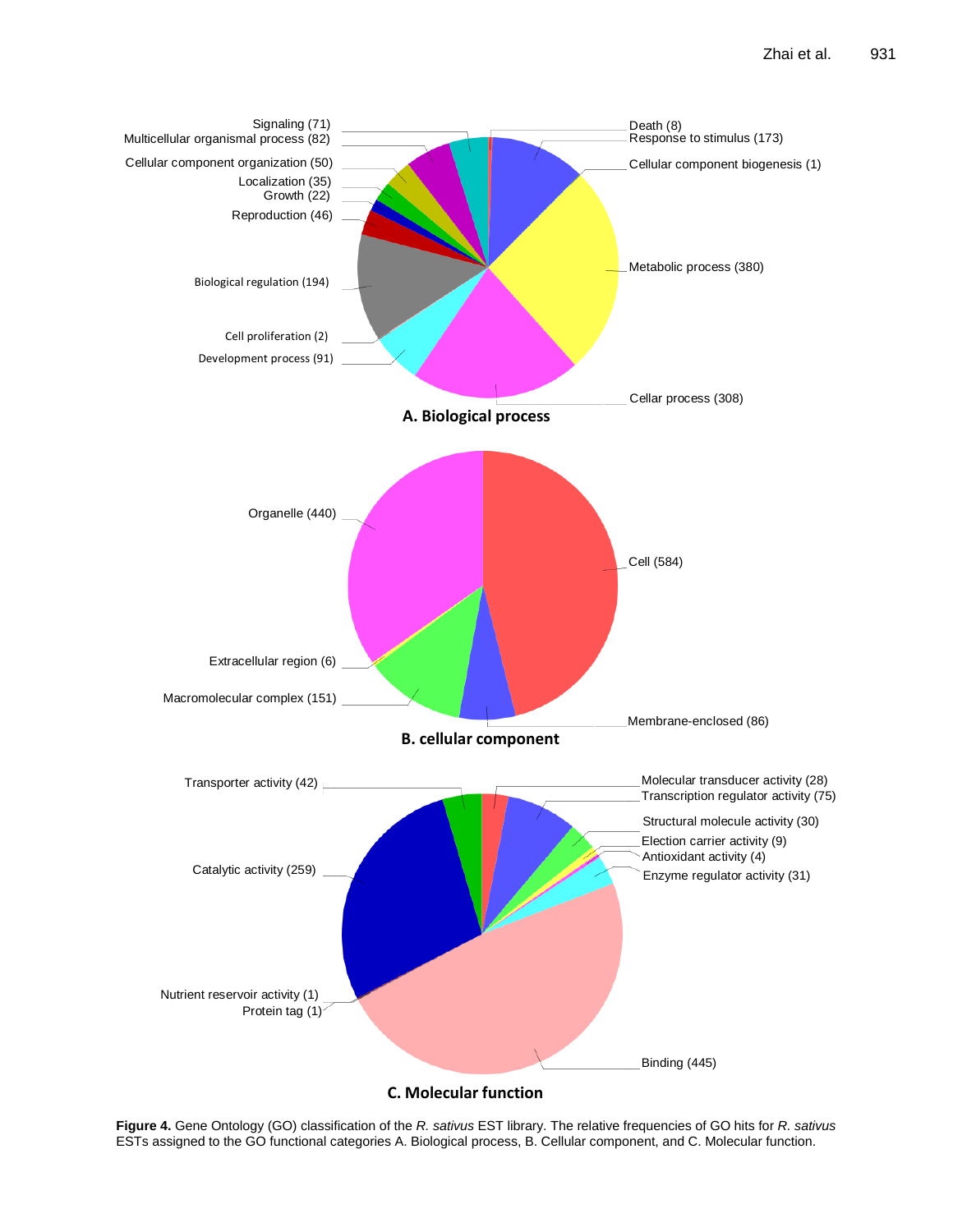**Figure 4.** Gene Ontology (GO) classification of the *R. sativus* EST library. The relative frequencies of GO hits for *R. sativus* ESTs assigned to the GO functional categories A. Biological process, B. Cellular component, and C. Molecular function.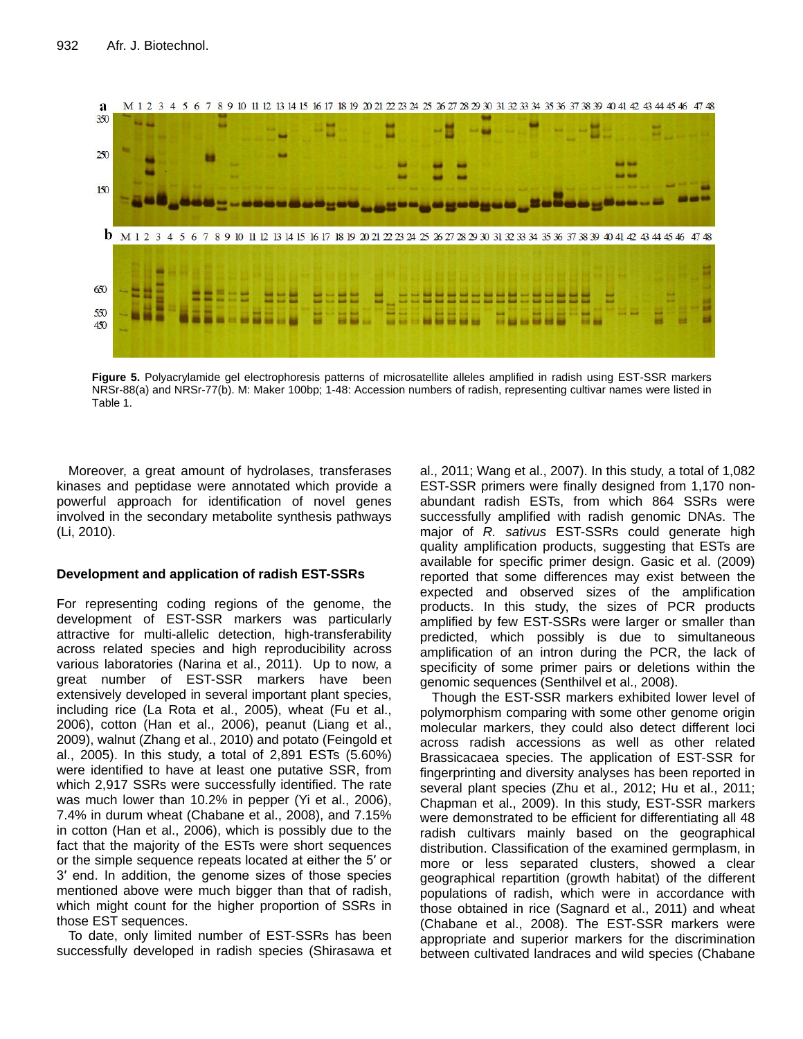**Figure 5.** Polyacrylamide gel electrophoresis patterns of microsatellite alleles amplified in radish using EST-SSR markers NRSr-88(a) and NRSr-77(b). M: Maker 100bp; 1-48: Accession numbers of radish, representing cultivar names were listed in Table 1.

Moreover, a great amount of hydrolases, transferases kinases and peptidase were annotated which provide a powerful approach for identification of novel genes involved in the secondary metabolite synthesis pathways (Li, 2010).

### Development and application of radish EST-SSRs

For representing coding regions of the genome, the development of EST-SSR markers was particularly attractive for multi-allelic detection, high-transferability across related species and high reproducibility across various laboratories (Narina et al., 2011). Up to now, a great number of EST-SSR markers have been extensively developed in several important plant species, including rice (La Rota et al., 2005), wheat (Fu et al., 2006), cotton (Han et al., 2006), peanut (Liang et al., 2009), walnut (Zhang et al., 2010) and potato (Feingold et al., 2005). In this study, a total of 2,891 ESTs (5.60%) were identified to have at least one putative SSR, from which 2,917 SSRs were successfully identified. The rate was much lower than 10.2% in pepper (Yi et al., 2006), 7.4% in durum wheat (Chabane et al., 2008), and 7.15% in cotton (Han et al., 2006), which is possibly due to the fact that the majority of the ESTs were short sequences or the simple sequence repeats located at either the 5′ or 3′ end. In addition, the genome sizes of those species mentioned above were much bigger than that of radish, which might count for the higher proportion of SSRs in those EST sequences.

To date, only limited number of EST-SSRs has been successfully developed in radish species (Shirasawa et al., 2011; Wang et al., 2007). In this study, a total of 1,082 EST-SSR primers were finally designed from 1,170 non-abundant radish ESTs, from which 864 SSRs were successfully amplified with radish genomic DNAs. The major of *R. sativus* EST-SSRs could generate high quality amplification products, suggesting that ESTs are available for specific primer design. Gasic et al. (2009) reported that some differences may exist between the expected and observed sizes of the amplification products. In this study, the sizes of PCR products amplified by few EST-SSRs were larger or smaller than predicted, which possibly is due to simultaneous amplification of an intron during the PCR, the lack of specificity of some primer pairs or deletions within the genomic sequences (Senthilvel et al., 2008).

Though the EST-SSR markers exhibited lower level of polymorphism comparing with some other genome origin molecular markers, they could also detect different loci across radish accessions as well as other related Brassicacaea species. The application of EST-SSR for fingerprinting and diversity analyses has been reported in several plant species (Zhu et al., 2012; Hu et al., 2011; Chapman et al., 2009). In this study, EST-SSR markers were demonstrated to be efficient for differentiating all 48 radish cultivars mainly based on the geographical distribution. Classification of the examined germplasm, in more or less separated clusters, showed a clear geographical repartition (growth habitat) of the different populations of radish, which were in accordance with those obtained in rice (Sagnard et al., 2011) and wheat (Chabane et al., 2008). The EST-SSR markers were appropriate and superior markers for the discrimination between cultivated landraces and wild species (Chabane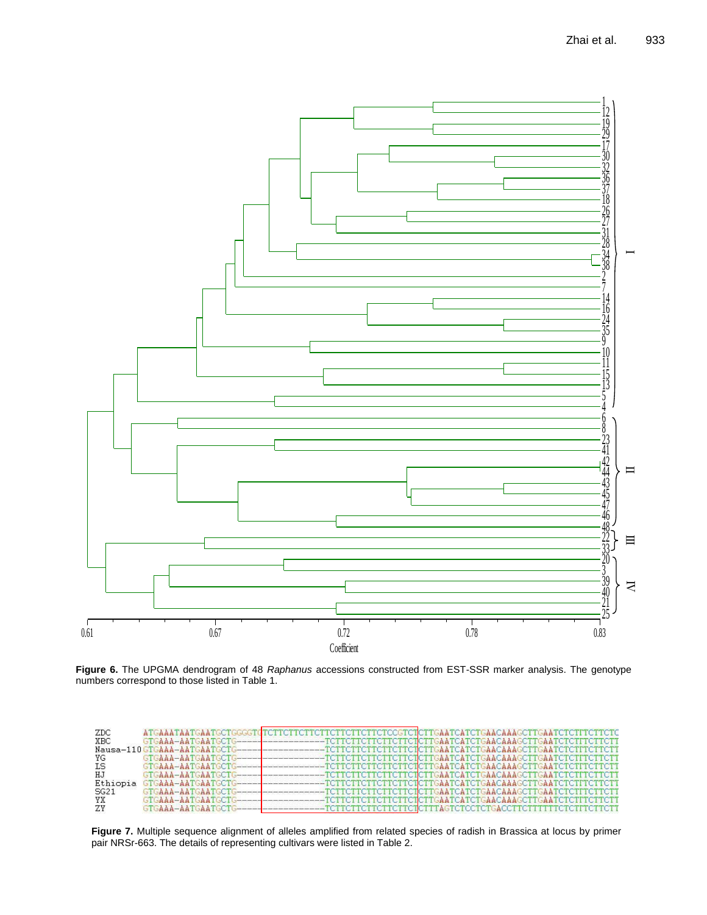**Figure 6.** The UPGMA dendrogram of 48 *Raphanus* accessions constructed from EST-SSR marker analysis. The genotype numbers correspond to those listed in Table 1.

**Figure 7.** Multiple sequence alignment of alleles amplified from related species of radish in Brassica at locus by primer pair NRSr-663. The details of representing cultivars were listed in Table 2.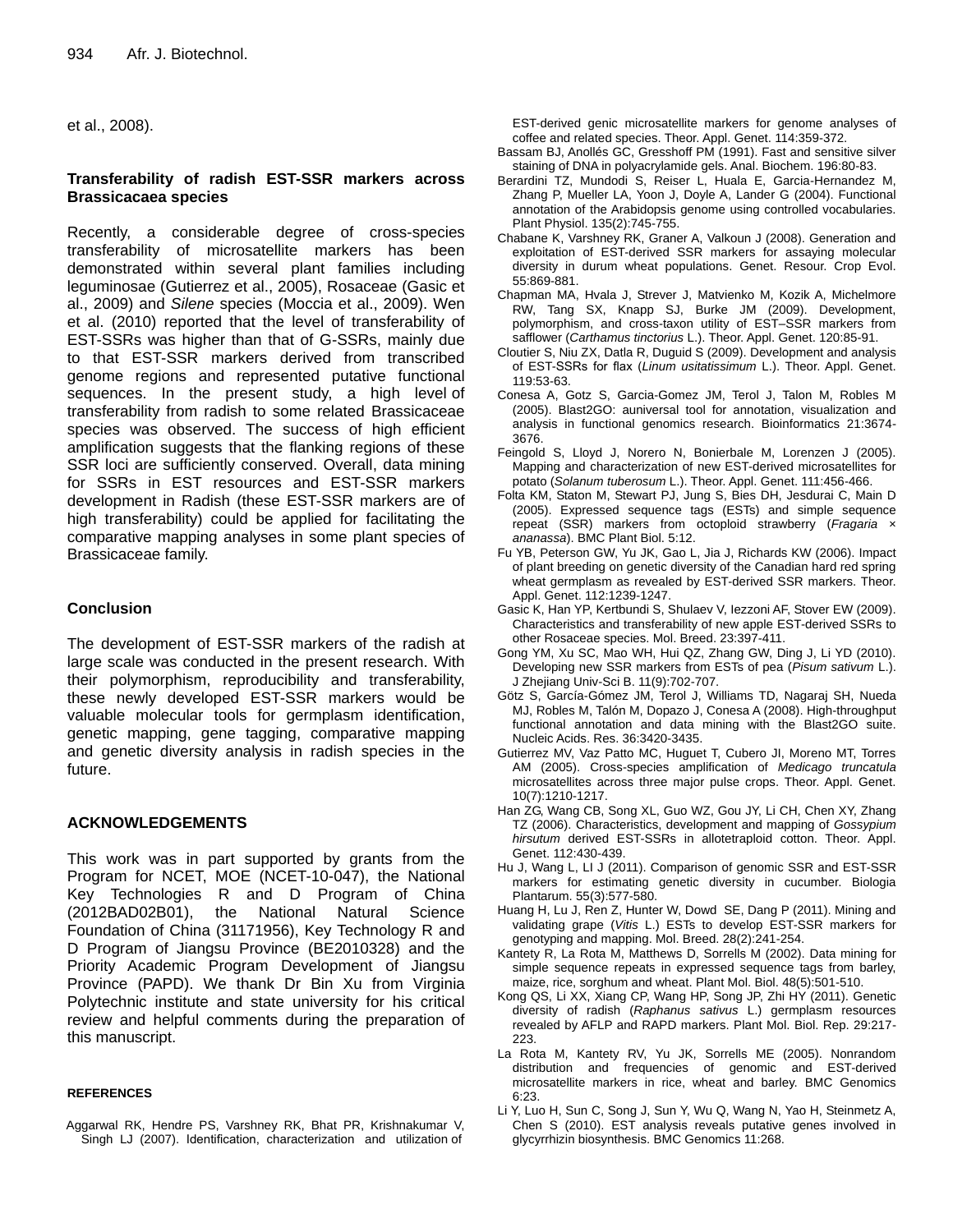et al., 2008).

## Transferability of radish EST-SSR markers across Brassicacaea species

Recently, a considerable degree of cross-species transferability of microsatellite markers has been demonstrated within several plant families including leguminosae (Gutierrez et al., 2005), Rosaceae (Gasic et al., 2009) and *Silene* species (Moccia et al., 2009). Wen et al. (2010) reported that the level of transferability of EST-SSRs was higher than that of G-SSRs, mainly due to that EST-SSR markers derived from transcribed genome regions and represented putative functional sequences. In the present study, a high level of transferability from radish to some related Brassicaceae species was observed. The success of high efficient amplification suggests that the flanking regions of these SSR loci are sufficiently conserved. Overall, data mining for SSRs in EST resources and EST-SSR markers development in Radish (these EST-SSR markers are of high transferability) could be applied for facilitating the comparative mapping analyses in some plant species of Brassicaceae family.

## Conclusion

The development of EST-SSR markers of the radish at large scale was conducted in the present research. With their polymorphism, reproducibility and transferability, these newly developed EST-SSR markers would be valuable molecular tools for germplasm identification, genetic mapping, gene tagging, comparative mapping and genetic diversity analysis in radish species in the future.

## ACKNOWLEDGEMENTS

This work was in part supported by grants from the Program for NCET, MOE (NCET-10-047), the National Key Technologies R and D Program of China (2012BAD02B01), the National Natural Science Foundation of China (31171956), Key Technology R and D Program of Jiangsu Province (BE2010328) and the Priority Academic Program Development of Jiangsu Province (PAPD). We thank Dr Bin Xu from Virginia Polytechnic institute and state university for his critical review and helpful comments during the preparation of this manuscript.

## REFERENCES

Aggarwal RK, Hendre PS, Varshney RK, Bhat PR, Krishnakumar V, Singh LJ (2007). Identification, characterization and utilization of EST-derived genic microsatellite markers for genome analyses of coffee and related species. Theor. Appl. Genet. 114:359-372.

Bassam BJ, Anollés GC, Gresshoff PM (1991). Fast and sensitive silver staining of DNA in polyacrylamide gels. Anal. Biochem. 196:80-83.

Berardini TZ, Mundodi S, Reiser L, Huala E, Garcia-Hernandez M, Zhang P, Mueller LA, Yoon J, Doyle A, Lander G (2004). Functional annotation of the Arabidopsis genome using controlled vocabularies. Plant Physiol. 135(2):745-755.

Chabane K, Varshney RK, Graner A, Valkoun J (2008). Generation and exploitation of EST-derived SSR markers for assaying molecular diversity in durum wheat populations. Genet. Resour. Crop Evol. 55:869-881.

Chapman MA, Hvala J, Strever J, Matvienko M, Kozik A, Michelmore RW, Tang SX, Knapp SJ, Burke JM (2009). Development, polymorphism, and cross-taxon utility of EST–SSR markers from safflower (*Carthamus tinctorius* L.). Theor. Appl. Genet. 120:85-91.

Cloutier S, Niu ZX, Datla R, Duguid S (2009). Development and analysis of EST-SSRs for flax (*Linum usitatissimum* L.). Theor. Appl. Genet. 119:53-63.

Conesa A, Gotz S, Garcia-Gomez JM, Terol J, Talon M, Robles M (2005). Blast2GO: auniversal tool for annotation, visualization and analysis in functional genomics research. Bioinformatics 21:3674-3676.

Feingold S, Lloyd J, Norero N, Bonierbale M, Lorenzen J (2005). Mapping and characterization of new EST-derived microsatellites for potato (*Solanum tuberosum* L.). Theor. Appl. Genet. 111:456-466.

Folta KM, Staton M, Stewart PJ, Jung S, Bies DH, Jesdurai C, Main D (2005). Expressed sequence tags (ESTs) and simple sequence repeat (SSR) markers from octoploid strawberry (*Fragaria × ananassa*). BMC Plant Biol. 5:12.

Fu YB, Peterson GW, Yu JK, Gao L, Jia J, Richards KW (2006). Impact of plant breeding on genetic diversity of the Canadian hard red spring wheat germplasm as revealed by EST-derived SSR markers. Theor. Appl. Genet. 112:1239-1247.

Gasic K, Han YP, Kertbundi S, Shulaev V, Iezzoni AF, Stover EW (2009). Characteristics and transferability of new apple EST-derived SSRs to other Rosaceae species. Mol. Breed. 23:397-411.

Gong YM, Xu SC, Mao WH, Hui QZ, Zhang GW, Ding J, Li YD (2010). Developing new SSR markers from ESTs of pea (*Pisum sativum* L.). J Zhejiang Univ-Sci B. 11(9):702-707.

Götz S, García-Gómez JM, Terol J, Williams TD, Nagaraj SH, Nueda MJ, Robles M, Talón M, Dopazo J, Conesa A (2008). High-throughput functional annotation and data mining with the Blast2GO suite. Nucleic Acids. Res. 36:3420-3435.

Gutierrez MV, Vaz Patto MC, Huguet T, Cubero JI, Moreno MT, Torres AM (2005). Cross-species amplification of *Medicago truncatula* microsatellites across three major pulse crops. Theor. Appl. Genet. 10(7):1210-1217.

Han ZG, Wang CB, Song XL, Guo WZ, Gou JY, Li CH, Chen XY, Zhang TZ (2006). Characteristics, development and mapping of *Gossypium hirsutum* derived EST-SSRs in allotetraploid cotton. Theor. Appl. Genet. 112:430-439.

Hu J, Wang L, LI J (2011). Comparison of genomic SSR and EST-SSR markers for estimating genetic diversity in cucumber. Biologia Plantarum. 55(3):577-580.

Huang H, Lu J, Ren Z, Hunter W, Dowd SE, Dang P (2011). Mining and validating grape (*Vitis* L.) ESTs to develop EST-SSR markers for genotyping and mapping. Mol. Breed. 28(2):241-254.

Kantety R, La Rota M, Matthews D, Sorrells M (2002). Data mining for simple sequence repeats in expressed sequence tags from barley, maize, rice, sorghum and wheat. Plant Mol. Biol. 48(5):501-510.

Kong QS, Li XX, Xiang CP, Wang HP, Song JP, Zhi HY (2011). Genetic diversity of radish (*Raphanus sativus* L.) germplasm resources revealed by AFLP and RAPD markers. Plant Mol. Biol. Rep. 29:217-223.

La Rota M, Kantety RV, Yu JK, Sorrells ME (2005). Nonrandom distribution and frequencies of genomic and EST-derived microsatellite markers in rice, wheat and barley. BMC Genomics 6:23.

Li Y, Luo H, Sun C, Song J, Sun Y, Wu Q, Wang N, Yao H, Steinmetz A, Chen S (2010). EST analysis reveals putative genes involved in glycyrrhizin biosynthesis. BMC Genomics 11:268.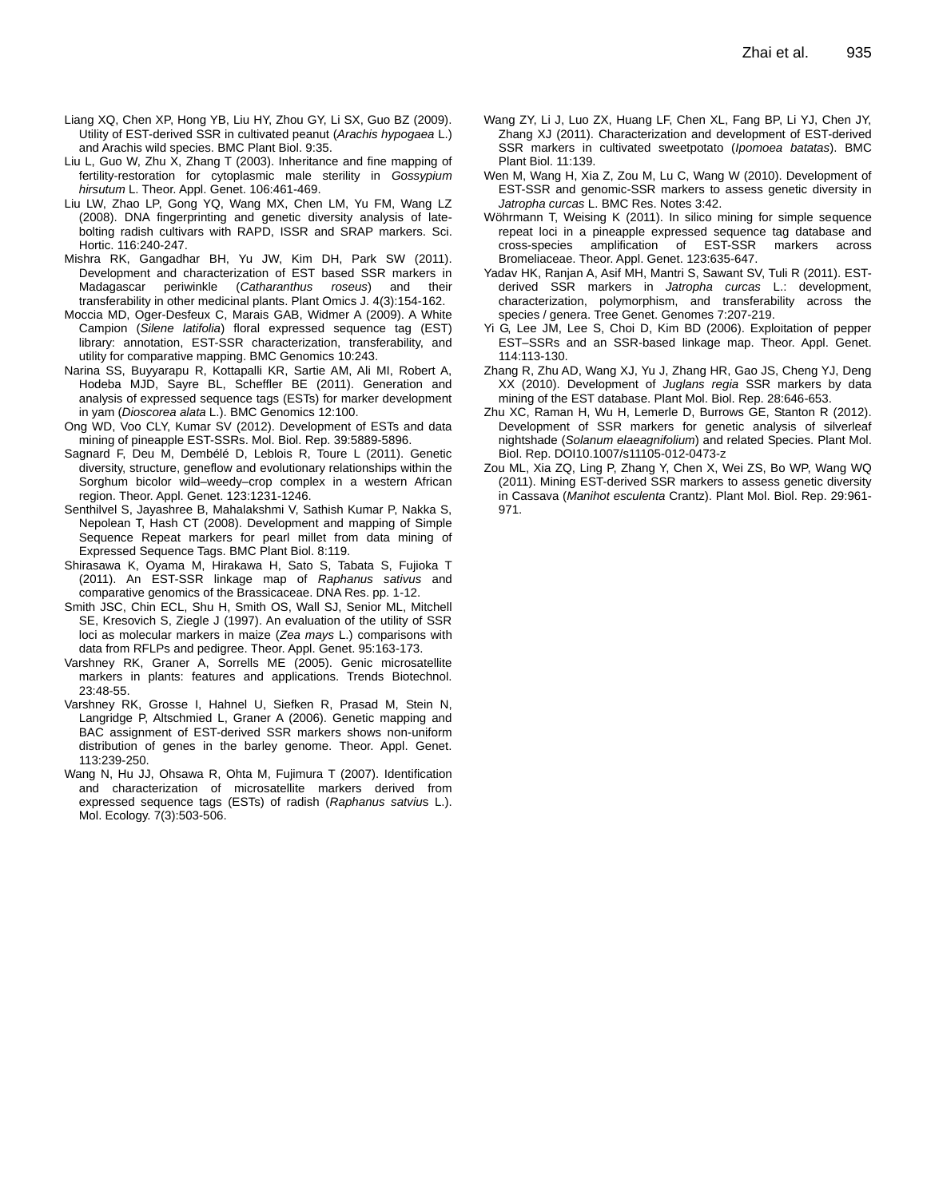Liang XQ, Chen XP, Hong YB, Liu HY, Zhou GY, Li SX, Guo BZ (2009). Utility of EST-derived SSR in cultivated peanut (*Arachis hypogaea* L.) and Arachis wild species. BMC Plant Biol. 9:35.

Liu L, Guo W, Zhu X, Zhang T (2003). Inheritance and fine mapping of fertility-restoration for cytoplasmic male sterility in *Gossypium hirsutum* L. Theor. Appl. Genet. 106:461-469.

Liu LW, Zhao LP, Gong YQ, Wang MX, Chen LM, Yu FM, Wang LZ (2008). DNA fingerprinting and genetic diversity analysis of late-bolting radish cultivars with RAPD, ISSR and SRAP markers. Sci. Hortic. 116:240-247.

Mishra RK, Gangadhar BH, Yu JW, Kim DH, Park SW (2011). Development and characterization of EST based SSR markers in Madagascar periwinkle (*Catharanthus roseus*) and their transferability in other medicinal plants. Plant Omics J. 4(3):154-162.

Moccia MD, Oger-Desfeux C, Marais GAB, Widmer A (2009). A White Campion (*Silene latifolia*) floral expressed sequence tag (EST) library: annotation, EST-SSR characterization, transferability, and utility for comparative mapping. BMC Genomics 10:243.

Narina SS, Buyyarapu R, Kottapalli KR, Sartie AM, Ali MI, Robert A, Hodeba MJD, Sayre BL, Scheffler BE (2011). Generation and analysis of expressed sequence tags (ESTs) for marker development in yam (*Dioscorea alata* L.). BMC Genomics 12:100.

Ong WD, Voo CLY, Kumar SV (2012). Development of ESTs and data mining of pineapple EST-SSRs. Mol. Biol. Rep. 39:5889-5896.

Sagnard F, Deu M, Dembélé D, Leblois R, Toure L (2011). Genetic diversity, structure, geneflow and evolutionary relationships within the Sorghum bicolor wild–weedy–crop complex in a western African region. Theor. Appl. Genet. 123:1231-1246.

Senthilvel S, Jayashree B, Mahalakshmi V, Sathish Kumar P, Nakka S, Nepolean T, Hash CT (2008). Development and mapping of Simple Sequence Repeat markers for pearl millet from data mining of Expressed Sequence Tags. BMC Plant Biol. 8:119.

Shirasawa K, Oyama M, Hirakawa H, Sato S, Tabata S, Fujioka T (2011). An EST-SSR linkage map of *Raphanus sativus* and comparative genomics of the Brassicaceae. DNA Res. pp. 1-12.

Smith JSC, Chin ECL, Shu H, Smith OS, Wall SJ, Senior ML, Mitchell SE, Kresovich S, Ziegle J (1997). An evaluation of the utility of SSR loci as molecular markers in maize (*Zea mays* L.) comparisons with data from RFLPs and pedigree. Theor. Appl. Genet. 95:163-173.

Varshney RK, Graner A, Sorrells ME (2005). Genic microsatellite markers in plants: features and applications. Trends Biotechnol. 23:48-55.

Varshney RK, Grosse I, Hahnel U, Siefken R, Prasad M, Stein N, Langridge P, Altschmied L, Graner A (2006). Genetic mapping and BAC assignment of EST-derived SSR markers shows non-uniform distribution of genes in the barley genome. Theor. Appl. Genet. 113:239-250.

Wang N, Hu JJ, Ohsawa R, Ohta M, Fujimura T (2007). Identification and characterization of microsatellite markers derived from expressed sequence tags (ESTs) of radish (*Raphanus satvius* L.). Mol. Ecology. 7(3):503-506.

Wang ZY, Li J, Luo ZX, Huang LF, Chen XL, Fang BP, Li YJ, Chen JY, Zhang XJ (2011). Characterization and development of EST-derived SSR markers in cultivated sweetpotato (*Ipomoea batatas*). BMC Plant Biol. 11:139.

Wen M, Wang H, Xia Z, Zou M, Lu C, Wang W (2010). Development of EST-SSR and genomic-SSR markers to assess genetic diversity in *Jatropha curcas* L. BMC Res. Notes 3:42.

Wöhrmann T, Weising K (2011). In silico mining for simple sequence repeat loci in a pineapple expressed sequence tag database and cross-species amplification of EST-SSR markers across Bromeliaceae. Theor. Appl. Genet. 123:635-647.

Yadav HK, Ranjan A, Asif MH, Mantri S, Sawant SV, Tuli R (2011). EST-derived SSR markers in *Jatropha curcas* L.: development, characterization, polymorphism, and transferability across the species / genera. Tree Genet. Genomes 7:207-219.

Yi G, Lee JM, Lee S, Choi D, Kim BD (2006). Exploitation of pepper EST–SSRs and an SSR-based linkage map. Theor. Appl. Genet. 114:113-130.

Zhang R, Zhu AD, Wang XJ, Yu J, Zhang HR, Gao JS, Cheng YJ, Deng XX (2010). Development of *Juglans regia* SSR markers by data mining of the EST database. Plant Mol. Biol. Rep. 28:646-653.

Zhu XC, Raman H, Wu H, Lemerle D, Burrows GE, Stanton R (2012). Development of SSR markers for genetic analysis of silverleaf nightshade (*Solanum elaeagnifolium*) and related Species. Plant Mol. Biol. Rep. DOI10.1007/s11105-012-0473-z

Zou ML, Xia ZQ, Ling P, Zhang Y, Chen X, Wei ZS, Bo WP, Wang WQ (2011). Mining EST-derived SSR markers to assess genetic diversity in Cassava (*Manihot esculenta* Crantz). Plant Mol. Biol. Rep. 29:961-971.